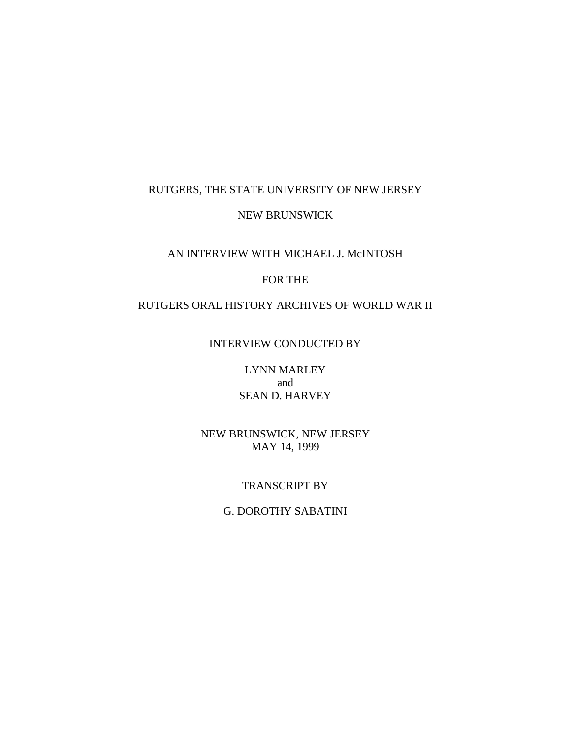RUTGERS, THE STATE UNIVERSITY OF NEW JERSEY

NEW BRUNSWICK

AN INTERVIEW WITH MICHAEL J. McINTOSH

FOR THE

RUTGERS ORAL HISTORY ARCHIVES OF WORLD WAR II

INTERVIEW CONDUCTED BY

LYNN MARLEY
and
SEAN D. HARVEY

NEW BRUNSWICK, NEW JERSEY
MAY 14, 1999

TRANSCRIPT BY

G. DOROTHY SABATINI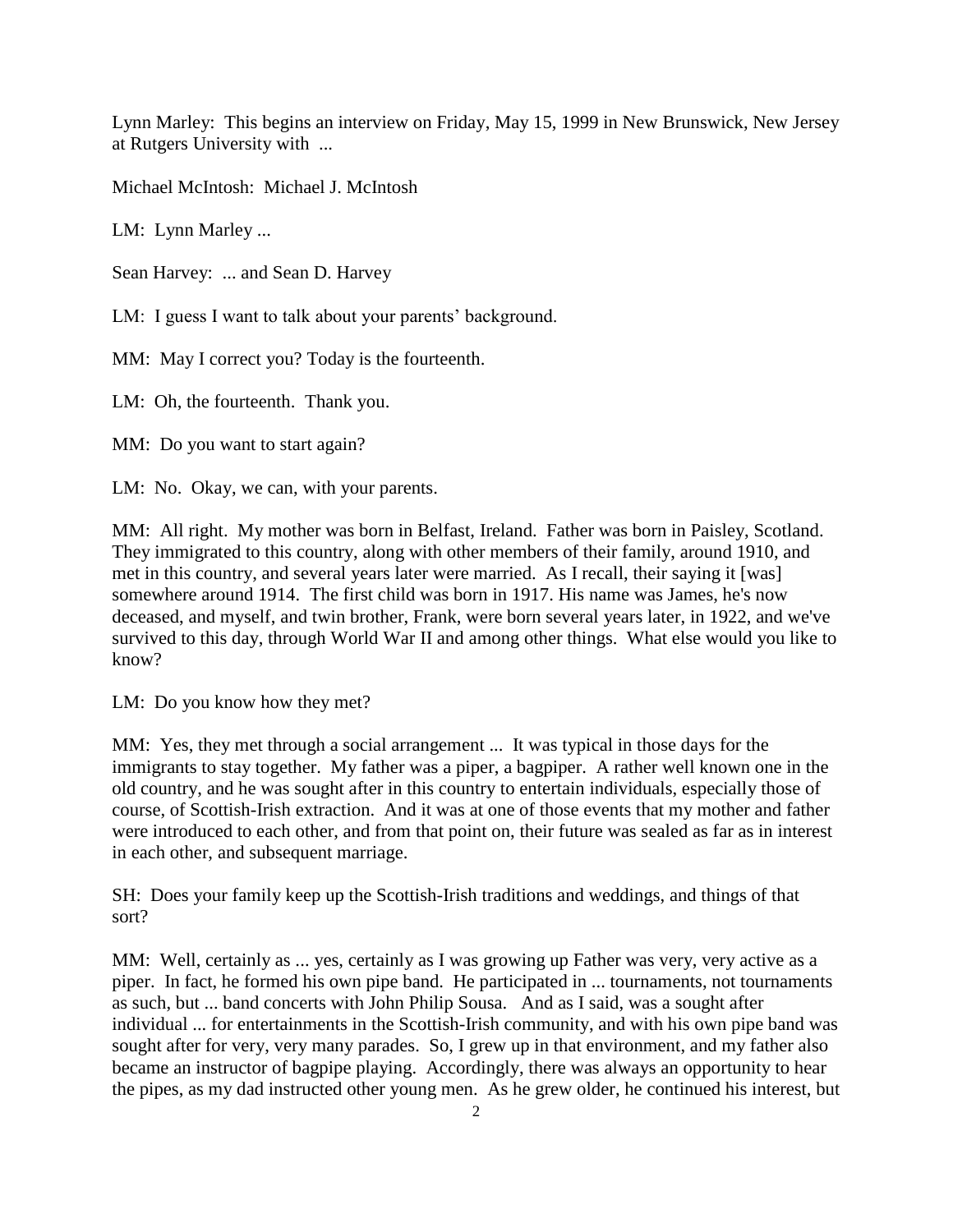Lynn Marley: This begins an interview on Friday, May 15, 1999 in New Brunswick, New Jersey at Rutgers University with ...

Michael McIntosh: Michael J. McIntosh

LM: Lynn Marley ...

Sean Harvey: ... and Sean D. Harvey

LM: I guess I want to talk about your parents' background.

MM: May I correct you? Today is the fourteenth.

LM: Oh, the fourteenth. Thank you.

MM: Do you want to start again?

LM: No. Okay, we can, with your parents.

MM: All right. My mother was born in Belfast, Ireland. Father was born in Paisley, Scotland. They immigrated to this country, along with other members of their family, around 1910, and met in this country, and several years later were married. As I recall, their saying it [was] somewhere around 1914. The first child was born in 1917. His name was James, he's now deceased, and myself, and twin brother, Frank, were born several years later, in 1922, and we've survived to this day, through World War II and among other things. What else would you like to know?

LM: Do you know how they met?

MM: Yes, they met through a social arrangement ... It was typical in those days for the immigrants to stay together. My father was a piper, a bagpiper. A rather well known one in the old country, and he was sought after in this country to entertain individuals, especially those of course, of Scottish-Irish extraction. And it was at one of those events that my mother and father were introduced to each other, and from that point on, their future was sealed as far as in interest in each other, and subsequent marriage.

SH: Does your family keep up the Scottish-Irish traditions and weddings, and things of that sort?

MM: Well, certainly as ... yes, certainly as I was growing up Father was very, very active as a piper. In fact, he formed his own pipe band. He participated in ... tournaments, not tournaments as such, but ... band concerts with John Philip Sousa. And as I said, was a sought after individual ... for entertainments in the Scottish-Irish community, and with his own pipe band was sought after for very, very many parades. So, I grew up in that environment, and my father also became an instructor of bagpipe playing. Accordingly, there was always an opportunity to hear the pipes, as my dad instructed other young men. As he grew older, he continued his interest, but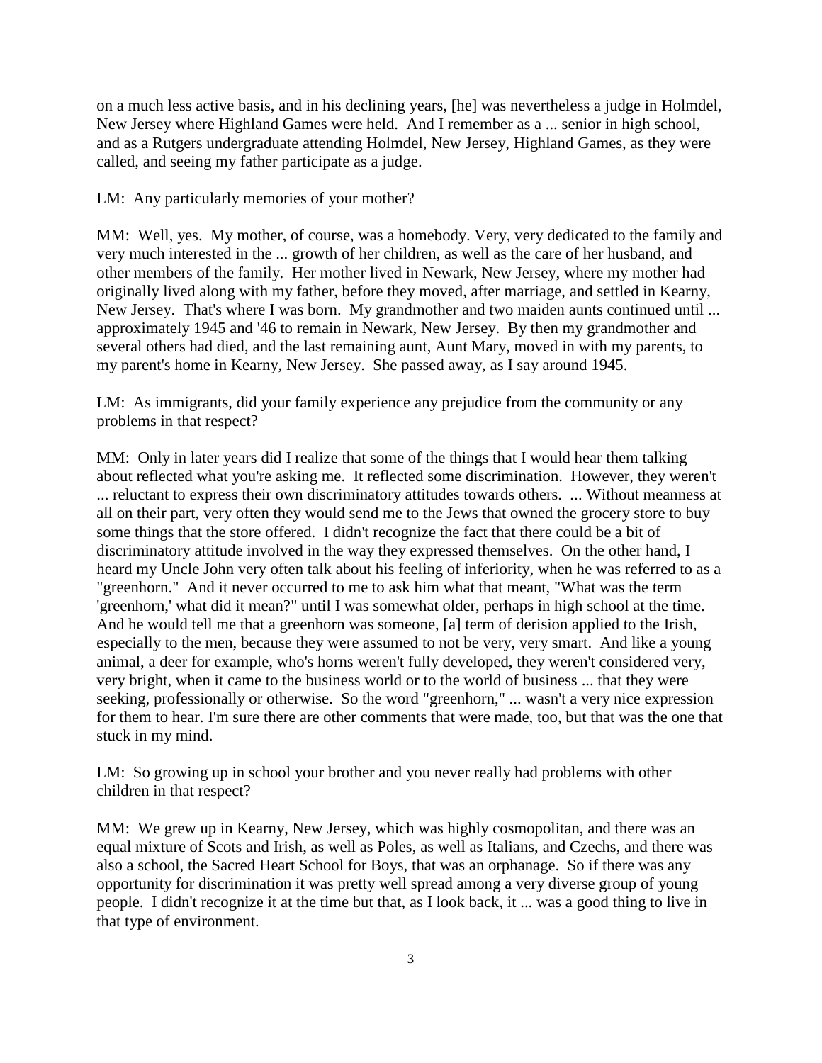on a much less active basis, and in his declining years, [he] was nevertheless a judge in Holmdel, New Jersey where Highland Games were held. And I remember as a ... senior in high school, and as a Rutgers undergraduate attending Holmdel, New Jersey, Highland Games, as they were called, and seeing my father participate as a judge.

LM: Any particularly memories of your mother?

MM: Well, yes. My mother, of course, was a homebody. Very, very dedicated to the family and very much interested in the ... growth of her children, as well as the care of her husband, and other members of the family. Her mother lived in Newark, New Jersey, where my mother had originally lived along with my father, before they moved, after marriage, and settled in Kearny, New Jersey. That's where I was born. My grandmother and two maiden aunts continued until ... approximately 1945 and '46 to remain in Newark, New Jersey. By then my grandmother and several others had died, and the last remaining aunt, Aunt Mary, moved in with my parents, to my parent's home in Kearny, New Jersey. She passed away, as I say around 1945.

LM: As immigrants, did your family experience any prejudice from the community or any problems in that respect?

MM: Only in later years did I realize that some of the things that I would hear them talking about reflected what you're asking me. It reflected some discrimination. However, they weren't ... reluctant to express their own discriminatory attitudes towards others. ... Without meanness at all on their part, very often they would send me to the Jews that owned the grocery store to buy some things that the store offered. I didn't recognize the fact that there could be a bit of discriminatory attitude involved in the way they expressed themselves. On the other hand, I heard my Uncle John very often talk about his feeling of inferiority, when he was referred to as a "greenhorn." And it never occurred to me to ask him what that meant, "What was the term 'greenhorn,' what did it mean?" until I was somewhat older, perhaps in high school at the time. And he would tell me that a greenhorn was someone, [a] term of derision applied to the Irish, especially to the men, because they were assumed to not be very, very smart. And like a young animal, a deer for example, who's horns weren't fully developed, they weren't considered very, very bright, when it came to the business world or to the world of business ... that they were seeking, professionally or otherwise. So the word "greenhorn," ... wasn't a very nice expression for them to hear. I'm sure there are other comments that were made, too, but that was the one that stuck in my mind.

LM: So growing up in school your brother and you never really had problems with other children in that respect?

MM: We grew up in Kearny, New Jersey, which was highly cosmopolitan, and there was an equal mixture of Scots and Irish, as well as Poles, as well as Italians, and Czechs, and there was also a school, the Sacred Heart School for Boys, that was an orphanage. So if there was any opportunity for discrimination it was pretty well spread among a very diverse group of young people. I didn't recognize it at the time but that, as I look back, it ... was a good thing to live in that type of environment.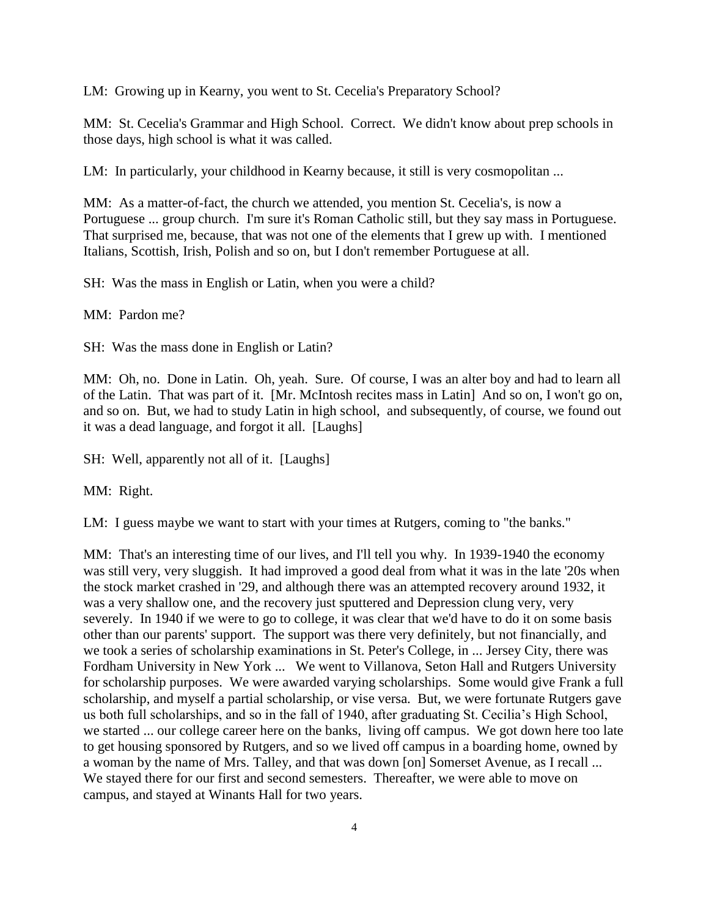LM: Growing up in Kearny, you went to St. Cecelia's Preparatory School?

MM: St. Cecelia's Grammar and High School. Correct. We didn't know about prep schools in those days, high school is what it was called.

LM: In particularly, your childhood in Kearny because, it still is very cosmopolitan ...

MM: As a matter-of-fact, the church we attended, you mention St. Cecelia's, is now a Portuguese ... group church. I'm sure it's Roman Catholic still, but they say mass in Portuguese. That surprised me, because, that was not one of the elements that I grew up with. I mentioned Italians, Scottish, Irish, Polish and so on, but I don't remember Portuguese at all.

SH: Was the mass in English or Latin, when you were a child?

MM: Pardon me?

SH: Was the mass done in English or Latin?

MM: Oh, no. Done in Latin. Oh, yeah. Sure. Of course, I was an alter boy and had to learn all of the Latin. That was part of it. [Mr. McIntosh recites mass in Latin] And so on, I won't go on, and so on. But, we had to study Latin in high school, and subsequently, of course, we found out it was a dead language, and forgot it all. [Laughs]

SH: Well, apparently not all of it. [Laughs]

MM: Right.

LM: I guess maybe we want to start with your times at Rutgers, coming to "the banks."

MM: That's an interesting time of our lives, and I'll tell you why. In 1939-1940 the economy was still very, very sluggish. It had improved a good deal from what it was in the late '20s when the stock market crashed in '29, and although there was an attempted recovery around 1932, it was a very shallow one, and the recovery just sputtered and Depression clung very, very severely. In 1940 if we were to go to college, it was clear that we'd have to do it on some basis other than our parents' support. The support was there very definitely, but not financially, and we took a series of scholarship examinations in St. Peter's College, in ... Jersey City, there was Fordham University in New York ... We went to Villanova, Seton Hall and Rutgers University for scholarship purposes. We were awarded varying scholarships. Some would give Frank a full scholarship, and myself a partial scholarship, or vise versa. But, we were fortunate Rutgers gave us both full scholarships, and so in the fall of 1940, after graduating St. Cecilia's High School, we started ... our college career here on the banks, living off campus. We got down here too late to get housing sponsored by Rutgers, and so we lived off campus in a boarding home, owned by a woman by the name of Mrs. Talley, and that was down [on] Somerset Avenue, as I recall ... We stayed there for our first and second semesters. Thereafter, we were able to move on campus, and stayed at Winants Hall for two years.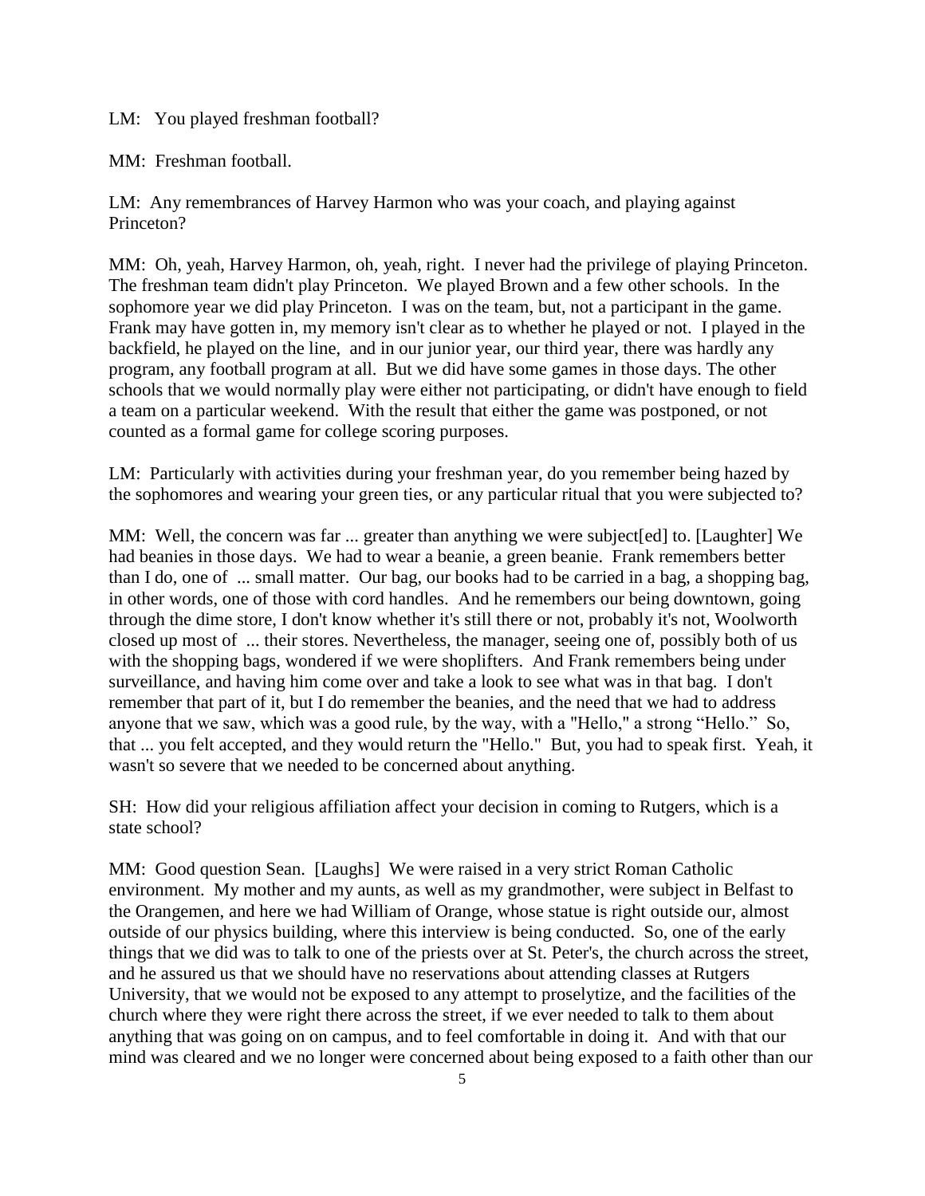LM: You played freshman football?

MM: Freshman football.

LM: Any remembrances of Harvey Harmon who was your coach, and playing against Princeton?

MM: Oh, yeah, Harvey Harmon, oh, yeah, right. I never had the privilege of playing Princeton. The freshman team didn't play Princeton. We played Brown and a few other schools. In the sophomore year we did play Princeton. I was on the team, but, not a participant in the game. Frank may have gotten in, my memory isn't clear as to whether he played or not. I played in the backfield, he played on the line, and in our junior year, our third year, there was hardly any program, any football program at all. But we did have some games in those days. The other schools that we would normally play were either not participating, or didn't have enough to field a team on a particular weekend. With the result that either the game was postponed, or not counted as a formal game for college scoring purposes.

LM: Particularly with activities during your freshman year, do you remember being hazed by the sophomores and wearing your green ties, or any particular ritual that you were subjected to?

MM: Well, the concern was far ... greater than anything we were subject[ed] to. [Laughter] We had beanies in those days. We had to wear a beanie, a green beanie. Frank remembers better than I do, one of ... small matter. Our bag, our books had to be carried in a bag, a shopping bag, in other words, one of those with cord handles. And he remembers our being downtown, going through the dime store, I don't know whether it's still there or not, probably it's not, Woolworth closed up most of ... their stores. Nevertheless, the manager, seeing one of, possibly both of us with the shopping bags, wondered if we were shoplifters. And Frank remembers being under surveillance, and having him come over and take a look to see what was in that bag. I don't remember that part of it, but I do remember the beanies, and the need that we had to address anyone that we saw, which was a good rule, by the way, with a "Hello," a strong "Hello." So, that ... you felt accepted, and they would return the "Hello." But, you had to speak first. Yeah, it wasn't so severe that we needed to be concerned about anything.

SH: How did your religious affiliation affect your decision in coming to Rutgers, which is a state school?

MM: Good question Sean. [Laughs] We were raised in a very strict Roman Catholic environment. My mother and my aunts, as well as my grandmother, were subject in Belfast to the Orangemen, and here we had William of Orange, whose statue is right outside our, almost outside of our physics building, where this interview is being conducted. So, one of the early things that we did was to talk to one of the priests over at St. Peter's, the church across the street, and he assured us that we should have no reservations about attending classes at Rutgers University, that we would not be exposed to any attempt to proselytize, and the facilities of the church where they were right there across the street, if we ever needed to talk to them about anything that was going on on campus, and to feel comfortable in doing it. And with that our mind was cleared and we no longer were concerned about being exposed to a faith other than our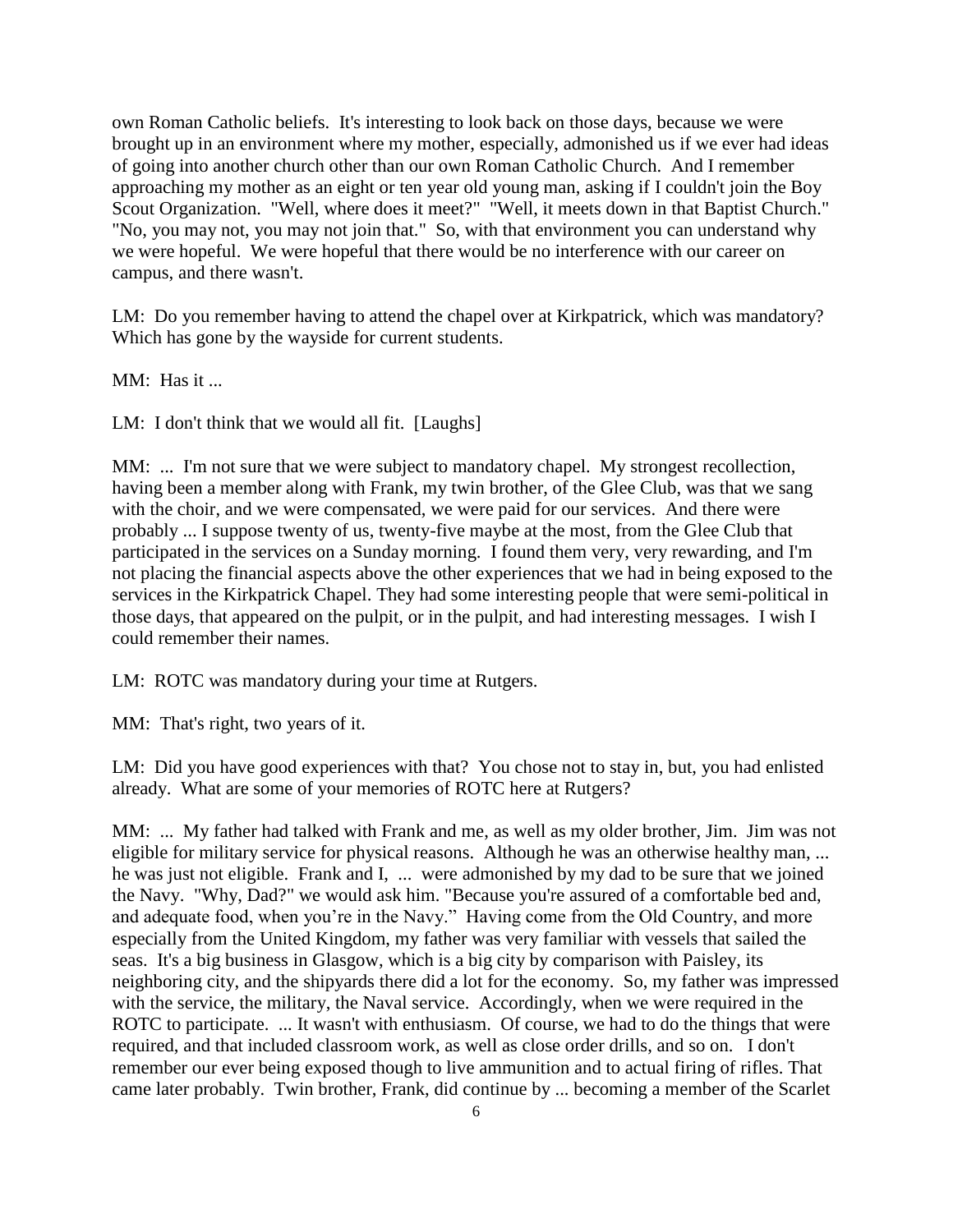own Roman Catholic beliefs. It's interesting to look back on those days, because we were brought up in an environment where my mother, especially, admonished us if we ever had ideas of going into another church other than our own Roman Catholic Church. And I remember approaching my mother as an eight or ten year old young man, asking if I couldn't join the Boy Scout Organization. "Well, where does it meet?" "Well, it meets down in that Baptist Church." "No, you may not, you may not join that." So, with that environment you can understand why we were hopeful. We were hopeful that there would be no interference with our career on campus, and there wasn't.

LM: Do you remember having to attend the chapel over at Kirkpatrick, which was mandatory? Which has gone by the wayside for current students.

MM: Has it ...

LM: I don't think that we would all fit. [Laughs]

MM: ... I'm not sure that we were subject to mandatory chapel. My strongest recollection, having been a member along with Frank, my twin brother, of the Glee Club, was that we sang with the choir, and we were compensated, we were paid for our services. And there were probably ... I suppose twenty of us, twenty-five maybe at the most, from the Glee Club that participated in the services on a Sunday morning. I found them very, very rewarding, and I'm not placing the financial aspects above the other experiences that we had in being exposed to the services in the Kirkpatrick Chapel. They had some interesting people that were semi-political in those days, that appeared on the pulpit, or in the pulpit, and had interesting messages. I wish I could remember their names.

LM: ROTC was mandatory during your time at Rutgers.

MM: That's right, two years of it.

LM: Did you have good experiences with that? You chose not to stay in, but, you had enlisted already. What are some of your memories of ROTC here at Rutgers?

MM: ... My father had talked with Frank and me, as well as my older brother, Jim. Jim was not eligible for military service for physical reasons. Although he was an otherwise healthy man, ... he was just not eligible. Frank and I, ... were admonished by my dad to be sure that we joined the Navy. "Why, Dad?" we would ask him. "Because you're assured of a comfortable bed and, and adequate food, when you're in the Navy." Having come from the Old Country, and more especially from the United Kingdom, my father was very familiar with vessels that sailed the seas. It's a big business in Glasgow, which is a big city by comparison with Paisley, its neighboring city, and the shipyards there did a lot for the economy. So, my father was impressed with the service, the military, the Naval service. Accordingly, when we were required in the ROTC to participate. ... It wasn't with enthusiasm. Of course, we had to do the things that were required, and that included classroom work, as well as close order drills, and so on. I don't remember our ever being exposed though to live ammunition and to actual firing of rifles. That came later probably. Twin brother, Frank, did continue by ... becoming a member of the Scarlet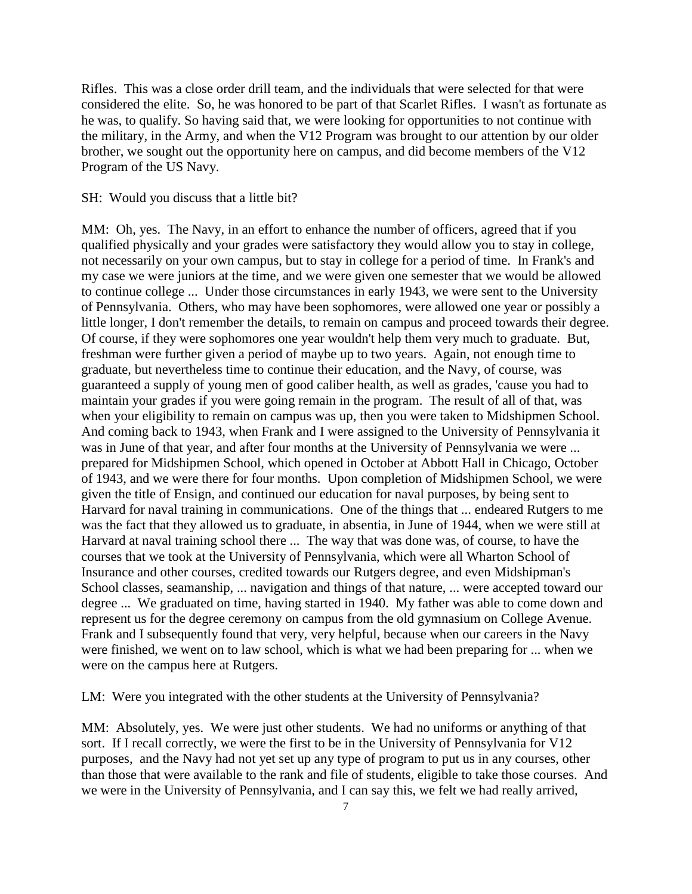Rifles. This was a close order drill team, and the individuals that were selected for that were considered the elite. So, he was honored to be part of that Scarlet Rifles. I wasn't as fortunate as he was, to qualify. So having said that, we were looking for opportunities to not continue with the military, in the Army, and when the V12 Program was brought to our attention by our older brother, we sought out the opportunity here on campus, and did become members of the V12 Program of the US Navy.

SH: Would you discuss that a little bit?

MM: Oh, yes. The Navy, in an effort to enhance the number of officers, agreed that if you qualified physically and your grades were satisfactory they would allow you to stay in college, not necessarily on your own campus, but to stay in college for a period of time. In Frank's and my case we were juniors at the time, and we were given one semester that we would be allowed to continue college ... Under those circumstances in early 1943, we were sent to the University of Pennsylvania. Others, who may have been sophomores, were allowed one year or possibly a little longer, I don't remember the details, to remain on campus and proceed towards their degree. Of course, if they were sophomores one year wouldn't help them very much to graduate. But, freshman were further given a period of maybe up to two years. Again, not enough time to graduate, but nevertheless time to continue their education, and the Navy, of course, was guaranteed a supply of young men of good caliber health, as well as grades, 'cause you had to maintain your grades if you were going remain in the program. The result of all of that, was when your eligibility to remain on campus was up, then you were taken to Midshipmen School. And coming back to 1943, when Frank and I were assigned to the University of Pennsylvania it was in June of that year, and after four months at the University of Pennsylvania we were ... prepared for Midshipmen School, which opened in October at Abbott Hall in Chicago, October of 1943, and we were there for four months. Upon completion of Midshipmen School, we were given the title of Ensign, and continued our education for naval purposes, by being sent to Harvard for naval training in communications. One of the things that ... endeared Rutgers to me was the fact that they allowed us to graduate, in absentia, in June of 1944, when we were still at Harvard at naval training school there ... The way that was done was, of course, to have the courses that we took at the University of Pennsylvania, which were all Wharton School of Insurance and other courses, credited towards our Rutgers degree, and even Midshipman's School classes, seamanship, ... navigation and things of that nature, ... were accepted toward our degree ... We graduated on time, having started in 1940. My father was able to come down and represent us for the degree ceremony on campus from the old gymnasium on College Avenue. Frank and I subsequently found that very, very helpful, because when our careers in the Navy were finished, we went on to law school, which is what we had been preparing for ... when we were on the campus here at Rutgers.

LM: Were you integrated with the other students at the University of Pennsylvania?

MM: Absolutely, yes. We were just other students. We had no uniforms or anything of that sort. If I recall correctly, we were the first to be in the University of Pennsylvania for V12 purposes, and the Navy had not yet set up any type of program to put us in any courses, other than those that were available to the rank and file of students, eligible to take those courses. And we were in the University of Pennsylvania, and I can say this, we felt we had really arrived,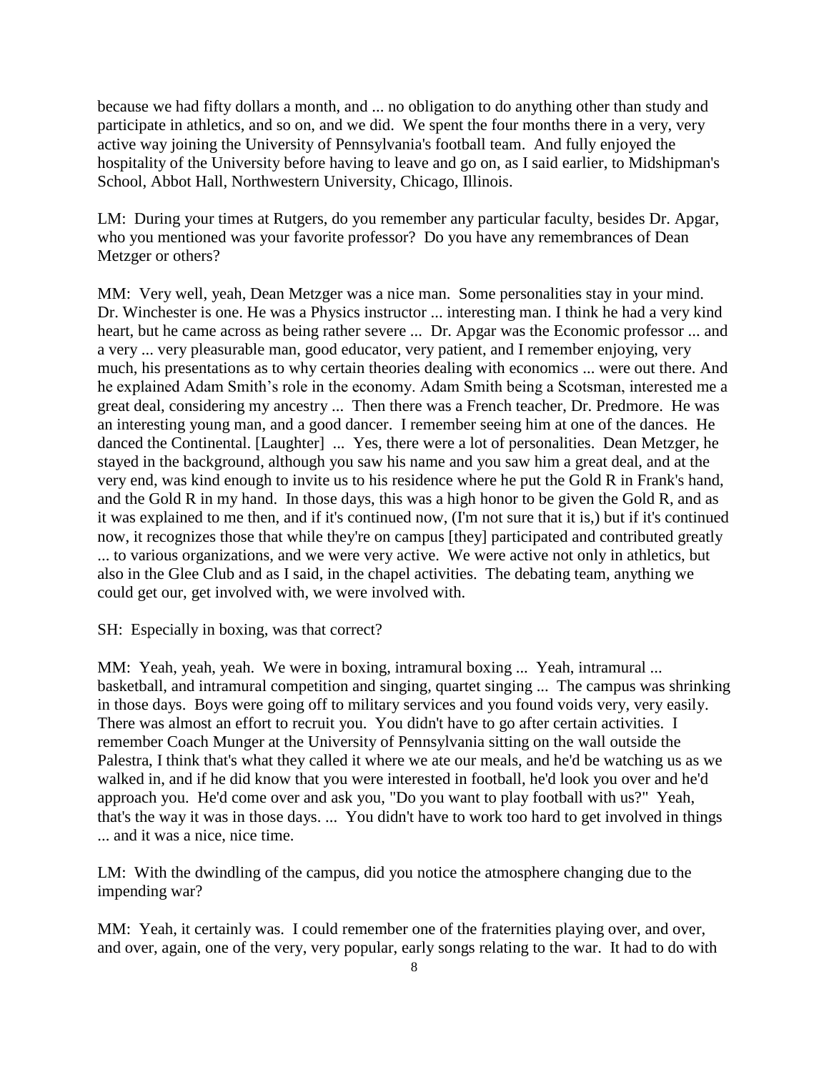because we had fifty dollars a month, and ... no obligation to do anything other than study and participate in athletics, and so on, and we did. We spent the four months there in a very, very active way joining the University of Pennsylvania's football team. And fully enjoyed the hospitality of the University before having to leave and go on, as I said earlier, to Midshipman's School, Abbot Hall, Northwestern University, Chicago, Illinois.

LM: During your times at Rutgers, do you remember any particular faculty, besides Dr. Apgar, who you mentioned was your favorite professor? Do you have any remembrances of Dean Metzger or others?

MM: Very well, yeah, Dean Metzger was a nice man. Some personalities stay in your mind. Dr. Winchester is one. He was a Physics instructor ... interesting man. I think he had a very kind heart, but he came across as being rather severe ... Dr. Apgar was the Economic professor ... and a very ... very pleasurable man, good educator, very patient, and I remember enjoying, very much, his presentations as to why certain theories dealing with economics ... were out there. And he explained Adam Smith's role in the economy. Adam Smith being a Scotsman, interested me a great deal, considering my ancestry ... Then there was a French teacher, Dr. Predmore. He was an interesting young man, and a good dancer. I remember seeing him at one of the dances. He danced the Continental. [Laughter] ... Yes, there were a lot of personalities. Dean Metzger, he stayed in the background, although you saw his name and you saw him a great deal, and at the very end, was kind enough to invite us to his residence where he put the Gold R in Frank's hand, and the Gold R in my hand. In those days, this was a high honor to be given the Gold R, and as it was explained to me then, and if it's continued now, (I'm not sure that it is,) but if it's continued now, it recognizes those that while they're on campus [they] participated and contributed greatly ... to various organizations, and we were very active. We were active not only in athletics, but also in the Glee Club and as I said, in the chapel activities. The debating team, anything we could get our, get involved with, we were involved with.

SH: Especially in boxing, was that correct?

MM: Yeah, yeah, yeah. We were in boxing, intramural boxing ... Yeah, intramural ... basketball, and intramural competition and singing, quartet singing ... The campus was shrinking in those days. Boys were going off to military services and you found voids very, very easily. There was almost an effort to recruit you. You didn't have to go after certain activities. I remember Coach Munger at the University of Pennsylvania sitting on the wall outside the Palestra, I think that's what they called it where we ate our meals, and he'd be watching us as we walked in, and if he did know that you were interested in football, he'd look you over and he'd approach you. He'd come over and ask you, "Do you want to play football with us?" Yeah, that's the way it was in those days. ... You didn't have to work too hard to get involved in things ... and it was a nice, nice time.

LM: With the dwindling of the campus, did you notice the atmosphere changing due to the impending war?

MM: Yeah, it certainly was. I could remember one of the fraternities playing over, and over, and over, again, one of the very, very popular, early songs relating to the war. It had to do with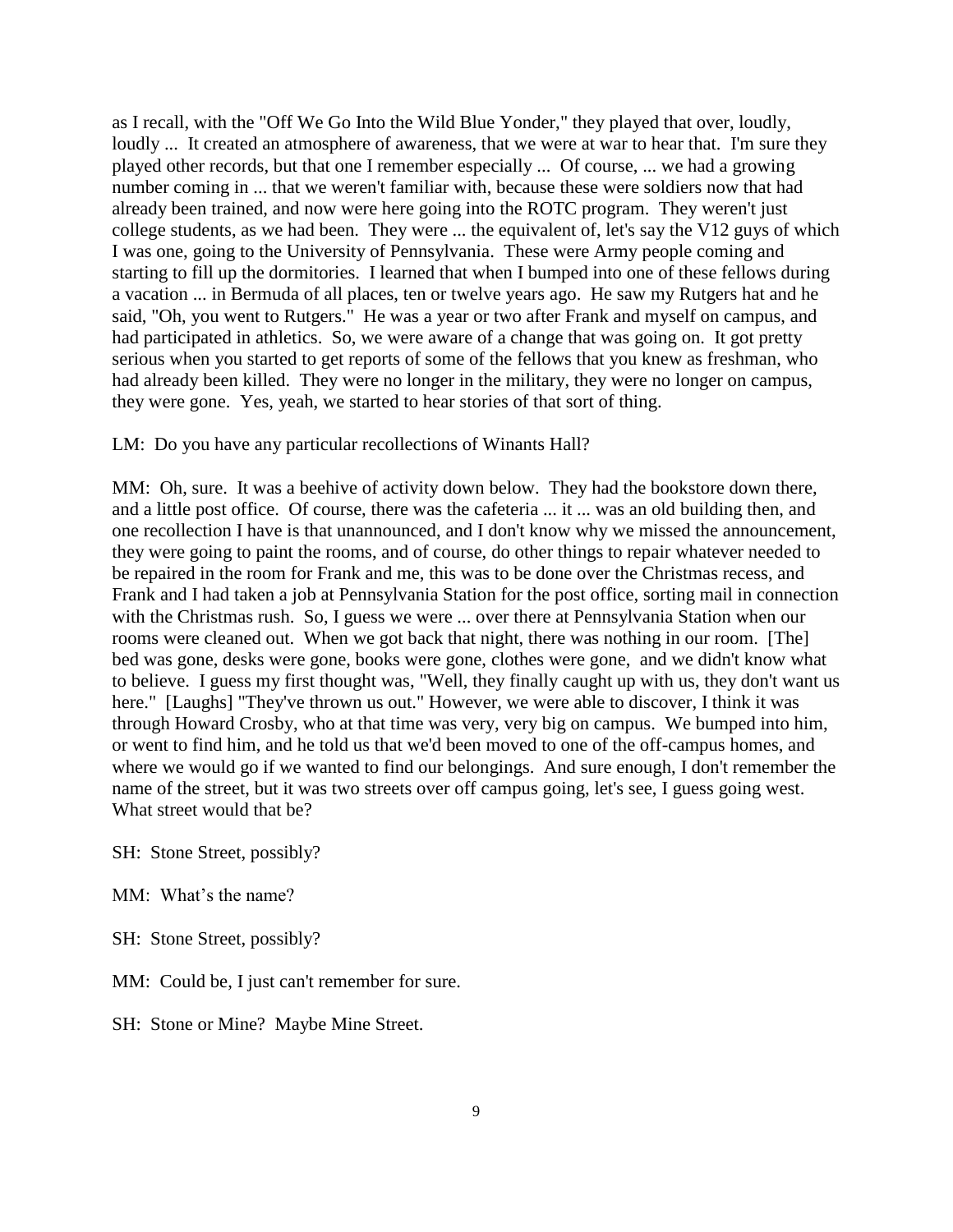as I recall, with the "Off We Go Into the Wild Blue Yonder," they played that over, loudly, loudly ... It created an atmosphere of awareness, that we were at war to hear that. I'm sure they played other records, but that one I remember especially ... Of course, ... we had a growing number coming in ... that we weren't familiar with, because these were soldiers now that had already been trained, and now were here going into the ROTC program. They weren't just college students, as we had been. They were ... the equivalent of, let's say the V12 guys of which I was one, going to the University of Pennsylvania. These were Army people coming and starting to fill up the dormitories. I learned that when I bumped into one of these fellows during a vacation ... in Bermuda of all places, ten or twelve years ago. He saw my Rutgers hat and he said, "Oh, you went to Rutgers." He was a year or two after Frank and myself on campus, and had participated in athletics. So, we were aware of a change that was going on. It got pretty serious when you started to get reports of some of the fellows that you knew as freshman, who had already been killed. They were no longer in the military, they were no longer on campus, they were gone. Yes, yeah, we started to hear stories of that sort of thing.

LM: Do you have any particular recollections of Winants Hall?

MM: Oh, sure. It was a beehive of activity down below. They had the bookstore down there, and a little post office. Of course, there was the cafeteria ... it ... was an old building then, and one recollection I have is that unannounced, and I don't know why we missed the announcement, they were going to paint the rooms, and of course, do other things to repair whatever needed to be repaired in the room for Frank and me, this was to be done over the Christmas recess, and Frank and I had taken a job at Pennsylvania Station for the post office, sorting mail in connection with the Christmas rush. So, I guess we were ... over there at Pennsylvania Station when our rooms were cleaned out. When we got back that night, there was nothing in our room. [The] bed was gone, desks were gone, books were gone, clothes were gone, and we didn't know what to believe. I guess my first thought was, "Well, they finally caught up with us, they don't want us here." [Laughs] "They've thrown us out." However, we were able to discover, I think it was through Howard Crosby, who at that time was very, very big on campus. We bumped into him, or went to find him, and he told us that we'd been moved to one of the off-campus homes, and where we would go if we wanted to find our belongings. And sure enough, I don't remember the name of the street, but it was two streets over off campus going, let's see, I guess going west. What street would that be?

SH: Stone Street, possibly?

MM: What's the name?

SH: Stone Street, possibly?

MM: Could be, I just can't remember for sure.

SH: Stone or Mine? Maybe Mine Street.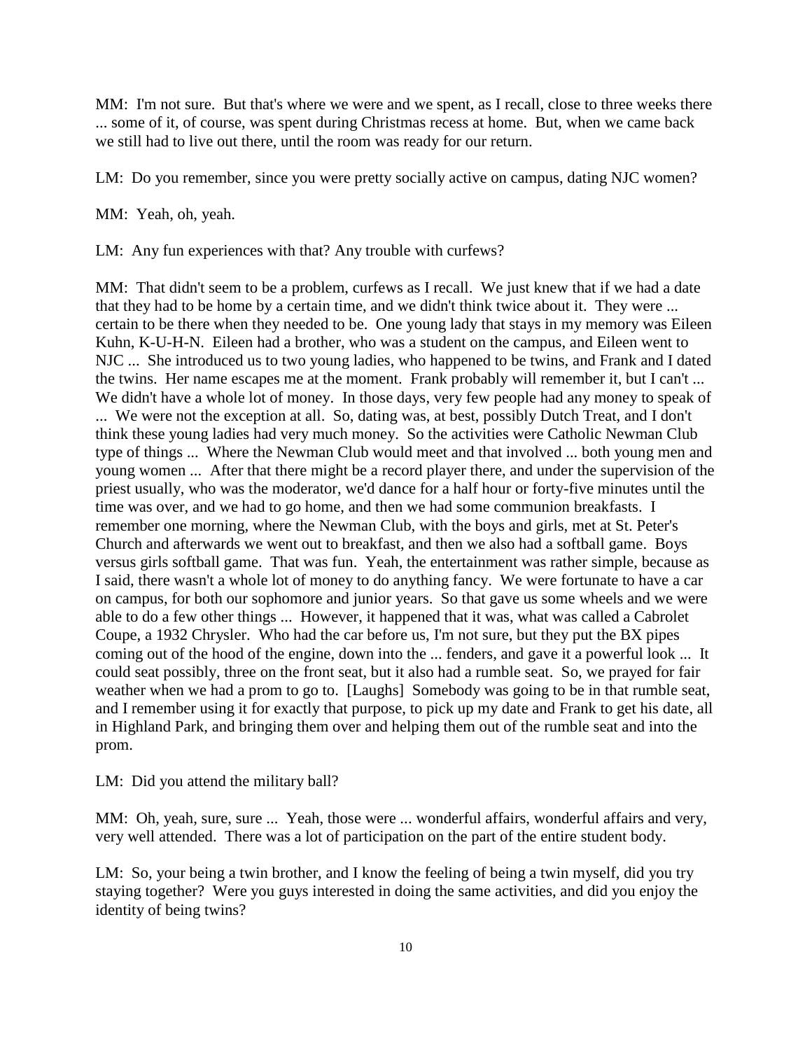MM: I'm not sure. But that's where we were and we spent, as I recall, close to three weeks there ... some of it, of course, was spent during Christmas recess at home. But, when we came back we still had to live out there, until the room was ready for our return.

LM: Do you remember, since you were pretty socially active on campus, dating NJC women?

MM: Yeah, oh, yeah.

LM: Any fun experiences with that? Any trouble with curfews?

MM: That didn't seem to be a problem, curfews as I recall. We just knew that if we had a date that they had to be home by a certain time, and we didn't think twice about it. They were ... certain to be there when they needed to be. One young lady that stays in my memory was Eileen Kuhn, K-U-H-N. Eileen had a brother, who was a student on the campus, and Eileen went to NJC ... She introduced us to two young ladies, who happened to be twins, and Frank and I dated the twins. Her name escapes me at the moment. Frank probably will remember it, but I can't ... We didn't have a whole lot of money. In those days, very few people had any money to speak of ... We were not the exception at all. So, dating was, at best, possibly Dutch Treat, and I don't think these young ladies had very much money. So the activities were Catholic Newman Club type of things ... Where the Newman Club would meet and that involved ... both young men and young women ... After that there might be a record player there, and under the supervision of the priest usually, who was the moderator, we'd dance for a half hour or forty-five minutes until the time was over, and we had to go home, and then we had some communion breakfasts. I remember one morning, where the Newman Club, with the boys and girls, met at St. Peter's Church and afterwards we went out to breakfast, and then we also had a softball game. Boys versus girls softball game. That was fun. Yeah, the entertainment was rather simple, because as I said, there wasn't a whole lot of money to do anything fancy. We were fortunate to have a car on campus, for both our sophomore and junior years. So that gave us some wheels and we were able to do a few other things ... However, it happened that it was, what was called a Cabrolet Coupe, a 1932 Chrysler. Who had the car before us, I'm not sure, but they put the BX pipes coming out of the hood of the engine, down into the ... fenders, and gave it a powerful look ... It could seat possibly, three on the front seat, but it also had a rumble seat. So, we prayed for fair weather when we had a prom to go to. [Laughs] Somebody was going to be in that rumble seat, and I remember using it for exactly that purpose, to pick up my date and Frank to get his date, all in Highland Park, and bringing them over and helping them out of the rumble seat and into the prom.

LM: Did you attend the military ball?

MM: Oh, yeah, sure, sure ... Yeah, those were ... wonderful affairs, wonderful affairs and very, very well attended. There was a lot of participation on the part of the entire student body.

LM: So, your being a twin brother, and I know the feeling of being a twin myself, did you try staying together? Were you guys interested in doing the same activities, and did you enjoy the identity of being twins?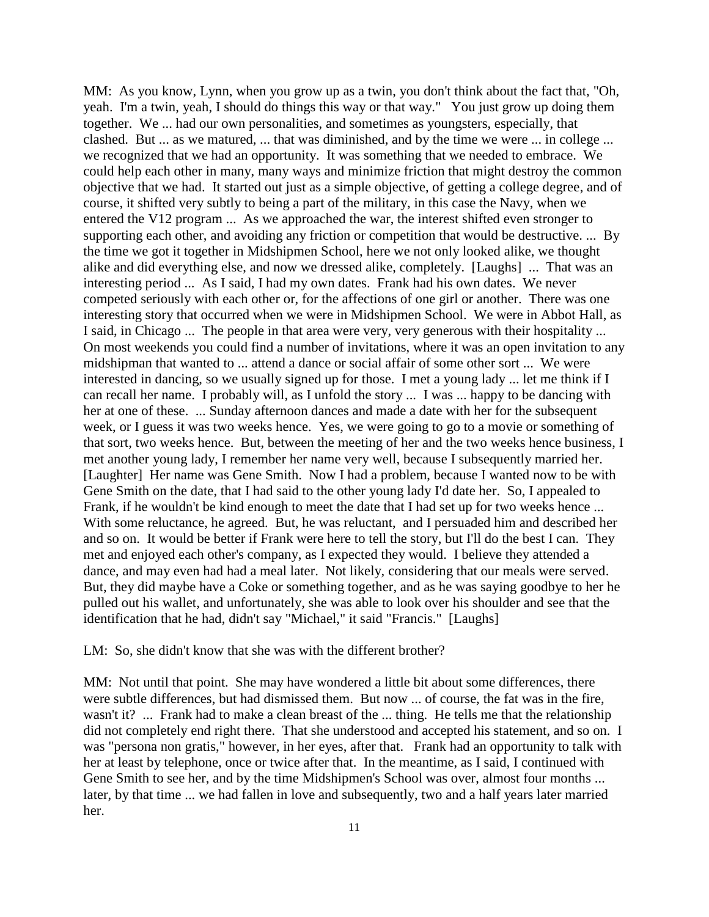MM: As you know, Lynn, when you grow up as a twin, you don't think about the fact that, "Oh, yeah. I'm a twin, yeah, I should do things this way or that way." You just grow up doing them together. We ... had our own personalities, and sometimes as youngsters, especially, that clashed. But ... as we matured, ... that was diminished, and by the time we were ... in college ... we recognized that we had an opportunity. It was something that we needed to embrace. We could help each other in many, many ways and minimize friction that might destroy the common objective that we had. It started out just as a simple objective, of getting a college degree, and of course, it shifted very subtly to being a part of the military, in this case the Navy, when we entered the V12 program ... As we approached the war, the interest shifted even stronger to supporting each other, and avoiding any friction or competition that would be destructive. ... By the time we got it together in Midshipmen School, here we not only looked alike, we thought alike and did everything else, and now we dressed alike, completely. [Laughs] ... That was an interesting period ... As I said, I had my own dates. Frank had his own dates. We never competed seriously with each other or, for the affections of one girl or another. There was one interesting story that occurred when we were in Midshipmen School. We were in Abbot Hall, as I said, in Chicago ... The people in that area were very, very generous with their hospitality ... On most weekends you could find a number of invitations, where it was an open invitation to any midshipman that wanted to ... attend a dance or social affair of some other sort ... We were interested in dancing, so we usually signed up for those. I met a young lady ... let me think if I can recall her name. I probably will, as I unfold the story ... I was ... happy to be dancing with her at one of these. ... Sunday afternoon dances and made a date with her for the subsequent week, or I guess it was two weeks hence. Yes, we were going to go to a movie or something of that sort, two weeks hence. But, between the meeting of her and the two weeks hence business, I met another young lady, I remember her name very well, because I subsequently married her. [Laughter] Her name was Gene Smith. Now I had a problem, because I wanted now to be with Gene Smith on the date, that I had said to the other young lady I'd date her. So, I appealed to Frank, if he wouldn't be kind enough to meet the date that I had set up for two weeks hence ... With some reluctance, he agreed. But, he was reluctant, and I persuaded him and described her and so on. It would be better if Frank were here to tell the story, but I'll do the best I can. They met and enjoyed each other's company, as I expected they would. I believe they attended a dance, and may even had had a meal later. Not likely, considering that our meals were served. But, they did maybe have a Coke or something together, and as he was saying goodbye to her he pulled out his wallet, and unfortunately, she was able to look over his shoulder and see that the identification that he had, didn't say "Michael," it said "Francis." [Laughs]

LM: So, she didn't know that she was with the different brother?

MM: Not until that point. She may have wondered a little bit about some differences, there were subtle differences, but had dismissed them. But now ... of course, the fat was in the fire, wasn't it? ... Frank had to make a clean breast of the ... thing. He tells me that the relationship did not completely end right there. That she understood and accepted his statement, and so on. I was "persona non gratis," however, in her eyes, after that. Frank had an opportunity to talk with her at least by telephone, once or twice after that. In the meantime, as I said, I continued with Gene Smith to see her, and by the time Midshipmen's School was over, almost four months ... later, by that time ... we had fallen in love and subsequently, two and a half years later married her.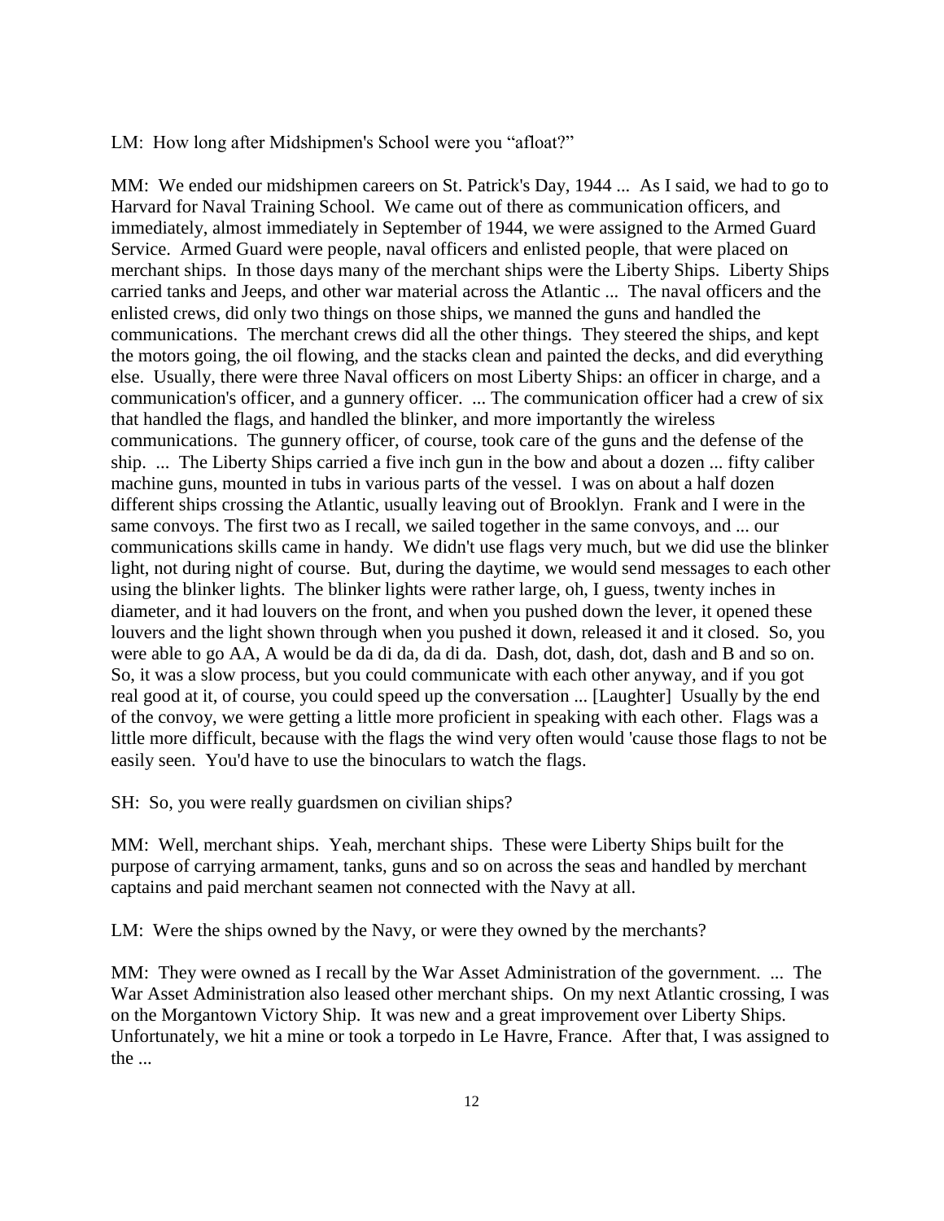LM: How long after Midshipmen's School were you "afloat?"

MM: We ended our midshipmen careers on St. Patrick's Day, 1944 ... As I said, we had to go to Harvard for Naval Training School. We came out of there as communication officers, and immediately, almost immediately in September of 1944, we were assigned to the Armed Guard Service. Armed Guard were people, naval officers and enlisted people, that were placed on merchant ships. In those days many of the merchant ships were the Liberty Ships. Liberty Ships carried tanks and Jeeps, and other war material across the Atlantic ... The naval officers and the enlisted crews, did only two things on those ships, we manned the guns and handled the communications. The merchant crews did all the other things. They steered the ships, and kept the motors going, the oil flowing, and the stacks clean and painted the decks, and did everything else. Usually, there were three Naval officers on most Liberty Ships: an officer in charge, and a communication's officer, and a gunnery officer. ... The communication officer had a crew of six that handled the flags, and handled the blinker, and more importantly the wireless communications. The gunnery officer, of course, took care of the guns and the defense of the ship. ... The Liberty Ships carried a five inch gun in the bow and about a dozen ... fifty caliber machine guns, mounted in tubs in various parts of the vessel. I was on about a half dozen different ships crossing the Atlantic, usually leaving out of Brooklyn. Frank and I were in the same convoys. The first two as I recall, we sailed together in the same convoys, and ... our communications skills came in handy. We didn't use flags very much, but we did use the blinker light, not during night of course. But, during the daytime, we would send messages to each other using the blinker lights. The blinker lights were rather large, oh, I guess, twenty inches in diameter, and it had louvers on the front, and when you pushed down the lever, it opened these louvers and the light shown through when you pushed it down, released it and it closed. So, you were able to go AA, A would be da di da, da di da. Dash, dot, dash, dot, dash and B and so on. So, it was a slow process, but you could communicate with each other anyway, and if you got real good at it, of course, you could speed up the conversation ... [Laughter] Usually by the end of the convoy, we were getting a little more proficient in speaking with each other. Flags was a little more difficult, because with the flags the wind very often would 'cause those flags to not be easily seen. You'd have to use the binoculars to watch the flags.

SH: So, you were really guardsmen on civilian ships?

MM: Well, merchant ships. Yeah, merchant ships. These were Liberty Ships built for the purpose of carrying armament, tanks, guns and so on across the seas and handled by merchant captains and paid merchant seamen not connected with the Navy at all.

LM: Were the ships owned by the Navy, or were they owned by the merchants?

MM: They were owned as I recall by the War Asset Administration of the government. ... The War Asset Administration also leased other merchant ships. On my next Atlantic crossing, I was on the Morgantown Victory Ship. It was new and a great improvement over Liberty Ships. Unfortunately, we hit a mine or took a torpedo in Le Havre, France. After that, I was assigned to the ...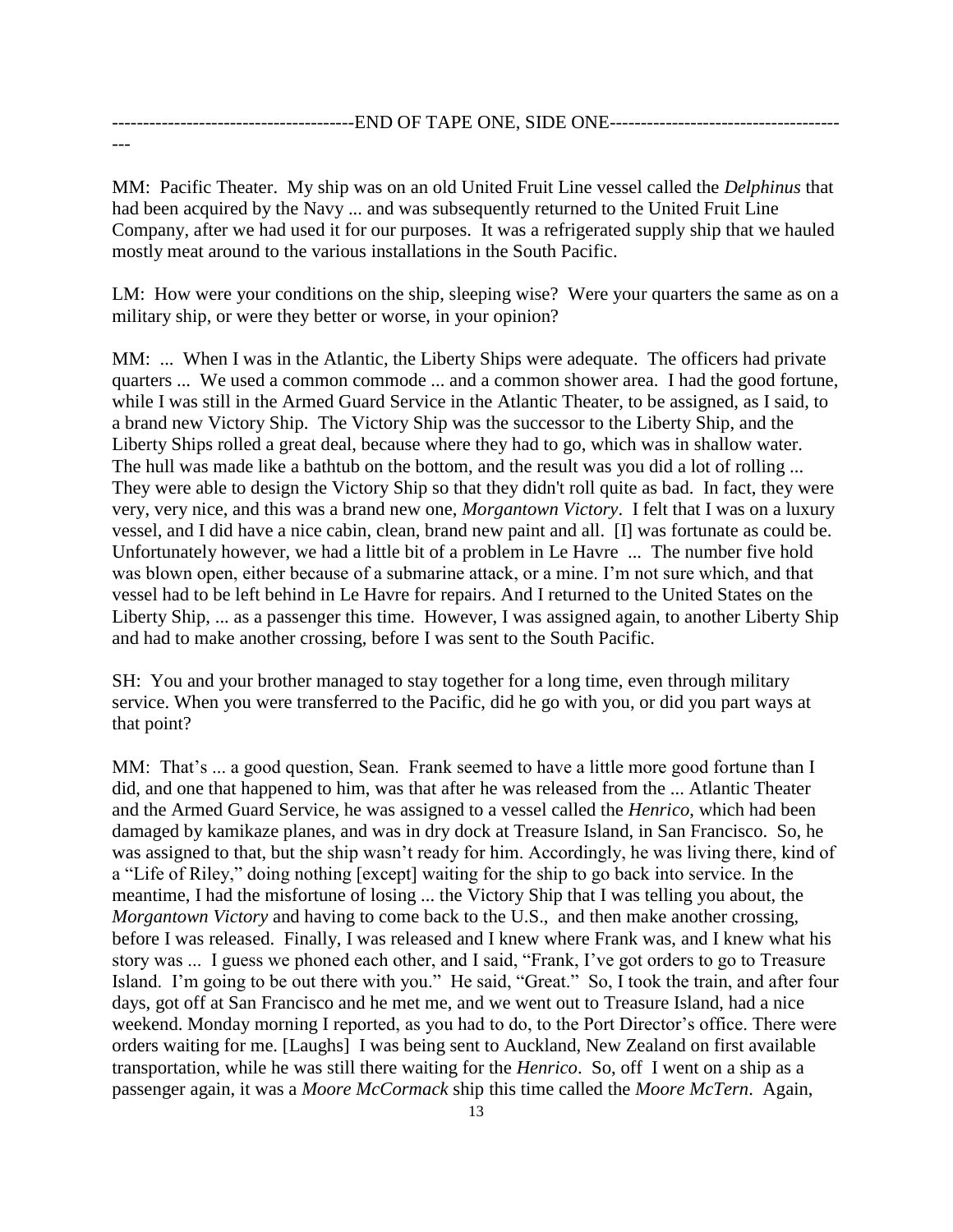---------------------------------------END OF TAPE ONE, SIDE ONE----------------------------------------

MM: Pacific Theater. My ship was on an old United Fruit Line vessel called the *Delphinus* that had been acquired by the Navy ... and was subsequently returned to the United Fruit Line Company, after we had used it for our purposes. It was a refrigerated supply ship that we hauled mostly meat around to the various installations in the South Pacific.

LM: How were your conditions on the ship, sleeping wise? Were your quarters the same as on a military ship, or were they better or worse, in your opinion?

MM: ... When I was in the Atlantic, the Liberty Ships were adequate. The officers had private quarters ... We used a common commode ... and a common shower area. I had the good fortune, while I was still in the Armed Guard Service in the Atlantic Theater, to be assigned, as I said, to a brand new Victory Ship. The Victory Ship was the successor to the Liberty Ship, and the Liberty Ships rolled a great deal, because where they had to go, which was in shallow water. The hull was made like a bathtub on the bottom, and the result was you did a lot of rolling ... They were able to design the Victory Ship so that they didn't roll quite as bad. In fact, they were very, very nice, and this was a brand new one, *Morgantown Victory*. I felt that I was on a luxury vessel, and I did have a nice cabin, clean, brand new paint and all. [I] was fortunate as could be. Unfortunately however, we had a little bit of a problem in Le Havre ... The number five hold was blown open, either because of a submarine attack, or a mine. I'm not sure which, and that vessel had to be left behind in Le Havre for repairs. And I returned to the United States on the Liberty Ship, ... as a passenger this time. However, I was assigned again, to another Liberty Ship and had to make another crossing, before I was sent to the South Pacific.

SH: You and your brother managed to stay together for a long time, even through military service. When you were transferred to the Pacific, did he go with you, or did you part ways at that point?

MM: That's ... a good question, Sean. Frank seemed to have a little more good fortune than I did, and one that happened to him, was that after he was released from the ... Atlantic Theater and the Armed Guard Service, he was assigned to a vessel called the *Henrico*, which had been damaged by kamikaze planes, and was in dry dock at Treasure Island, in San Francisco. So, he was assigned to that, but the ship wasn't ready for him. Accordingly, he was living there, kind of a "Life of Riley," doing nothing [except] waiting for the ship to go back into service. In the meantime, I had the misfortune of losing ... the Victory Ship that I was telling you about, the *Morgantown Victory* and having to come back to the U.S., and then make another crossing, before I was released. Finally, I was released and I knew where Frank was, and I knew what his story was ... I guess we phoned each other, and I said, "Frank, I've got orders to go to Treasure Island. I'm going to be out there with you." He said, "Great." So, I took the train, and after four days, got off at San Francisco and he met me, and we went out to Treasure Island, had a nice weekend. Monday morning I reported, as you had to do, to the Port Director's office. There were orders waiting for me. [Laughs] I was being sent to Auckland, New Zealand on first available transportation, while he was still there waiting for the *Henrico*. So, off I went on a ship as a passenger again, it was a *Moore McCormack* ship this time called the *Moore McTern*. Again,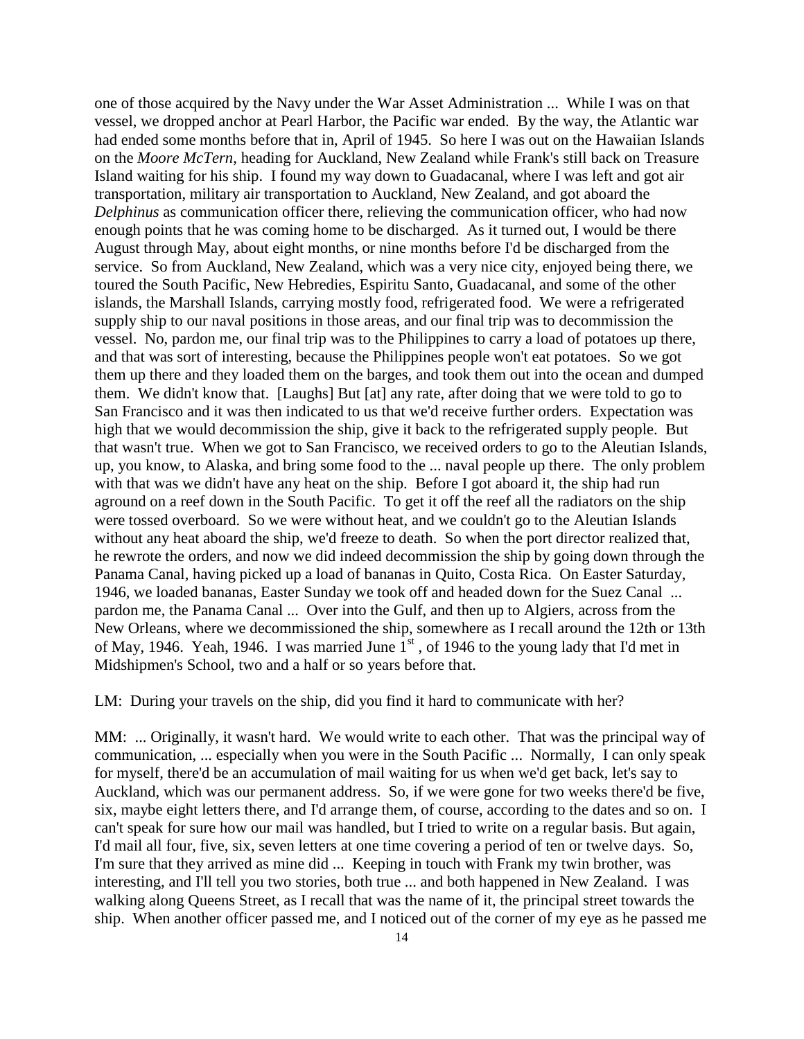one of those acquired by the Navy under the War Asset Administration ... While I was on that vessel, we dropped anchor at Pearl Harbor, the Pacific war ended. By the way, the Atlantic war had ended some months before that in, April of 1945. So here I was out on the Hawaiian Islands on the *Moore McTern*, heading for Auckland, New Zealand while Frank's still back on Treasure Island waiting for his ship. I found my way down to Guadacanal, where I was left and got air transportation, military air transportation to Auckland, New Zealand, and got aboard the *Delphinus* as communication officer there, relieving the communication officer, who had now enough points that he was coming home to be discharged. As it turned out, I would be there August through May, about eight months, or nine months before I'd be discharged from the service. So from Auckland, New Zealand, which was a very nice city, enjoyed being there, we toured the South Pacific, New Hebredies, Espiritu Santo, Guadacanal, and some of the other islands, the Marshall Islands, carrying mostly food, refrigerated food. We were a refrigerated supply ship to our naval positions in those areas, and our final trip was to decommission the vessel. No, pardon me, our final trip was to the Philippines to carry a load of potatoes up there, and that was sort of interesting, because the Philippines people won't eat potatoes. So we got them up there and they loaded them on the barges, and took them out into the ocean and dumped them. We didn't know that. [Laughs] But [at] any rate, after doing that we were told to go to San Francisco and it was then indicated to us that we'd receive further orders. Expectation was high that we would decommission the ship, give it back to the refrigerated supply people. But that wasn't true. When we got to San Francisco, we received orders to go to the Aleutian Islands, up, you know, to Alaska, and bring some food to the ... naval people up there. The only problem with that was we didn't have any heat on the ship. Before I got aboard it, the ship had run aground on a reef down in the South Pacific. To get it off the reef all the radiators on the ship were tossed overboard. So we were without heat, and we couldn't go to the Aleutian Islands without any heat aboard the ship, we'd freeze to death. So when the port director realized that, he rewrote the orders, and now we did indeed decommission the ship by going down through the Panama Canal, having picked up a load of bananas in Quito, Costa Rica. On Easter Saturday, 1946, we loaded bananas, Easter Sunday we took off and headed down for the Suez Canal ... pardon me, the Panama Canal ... Over into the Gulf, and then up to Algiers, across from the New Orleans, where we decommissioned the ship, somewhere as I recall around the 12th or 13th of May, 1946. Yeah, 1946. I was married June 1st, of 1946 to the young lady that I'd met in Midshipmen's School, two and a half or so years before that.

LM: During your travels on the ship, did you find it hard to communicate with her?

MM: ... Originally, it wasn't hard. We would write to each other. That was the principal way of communication, ... especially when you were in the South Pacific ... Normally, I can only speak for myself, there'd be an accumulation of mail waiting for us when we'd get back, let's say to Auckland, which was our permanent address. So, if we were gone for two weeks there'd be five, six, maybe eight letters there, and I'd arrange them, of course, according to the dates and so on. I can't speak for sure how our mail was handled, but I tried to write on a regular basis. But again, I'd mail all four, five, six, seven letters at one time covering a period of ten or twelve days. So, I'm sure that they arrived as mine did ... Keeping in touch with Frank my twin brother, was interesting, and I'll tell you two stories, both true ... and both happened in New Zealand. I was walking along Queens Street, as I recall that was the name of it, the principal street towards the ship. When another officer passed me, and I noticed out of the corner of my eye as he passed me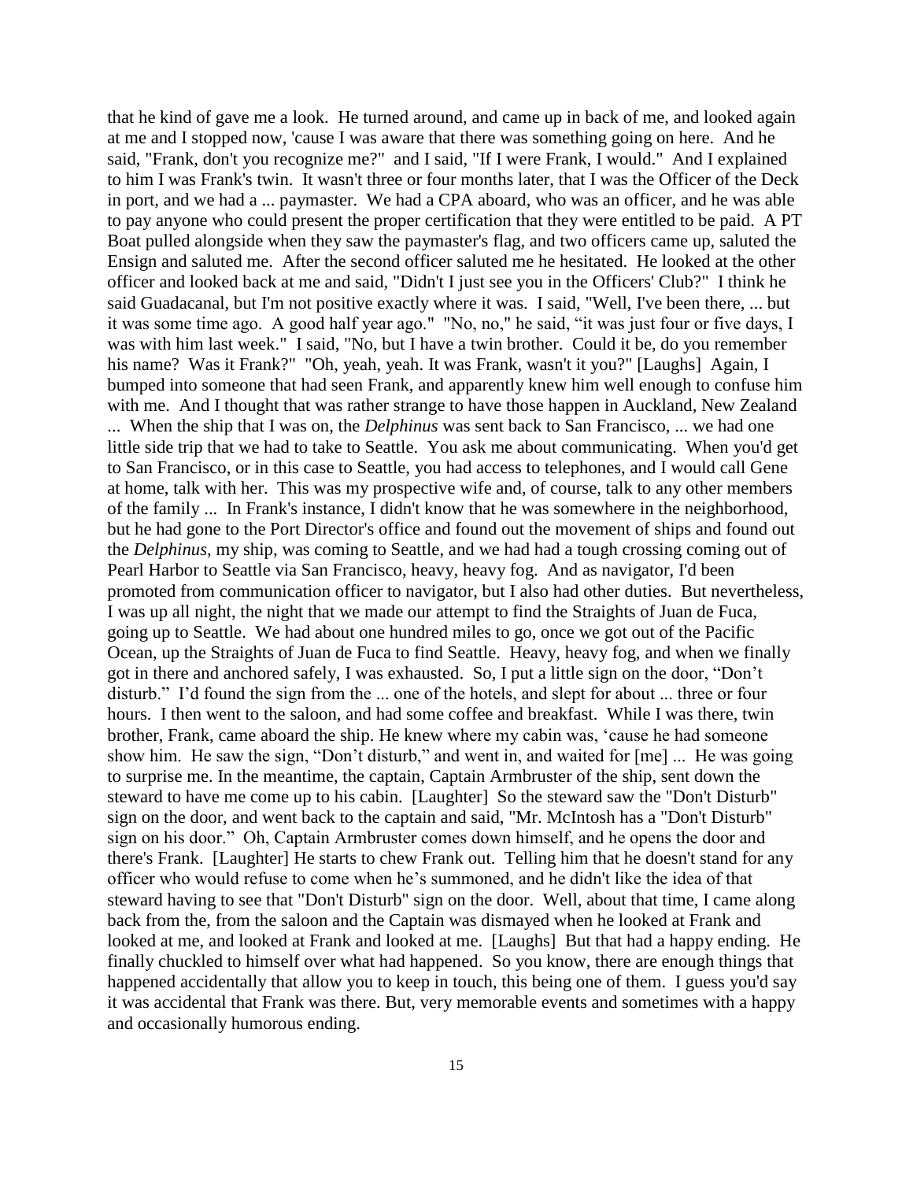that he kind of gave me a look. He turned around, and came up in back of me, and looked again at me and I stopped now, 'cause I was aware that there was something going on here. And he said, "Frank, don't you recognize me?" and I said, "If I were Frank, I would." And I explained to him I was Frank's twin. It wasn't three or four months later, that I was the Officer of the Deck in port, and we had a ... paymaster. We had a CPA aboard, who was an officer, and he was able to pay anyone who could present the proper certification that they were entitled to be paid. A PT Boat pulled alongside when they saw the paymaster's flag, and two officers came up, saluted the Ensign and saluted me. After the second officer saluted me he hesitated. He looked at the other officer and looked back at me and said, "Didn't I just see you in the Officers' Club?" I think he said Guadacanal, but I'm not positive exactly where it was. I said, "Well, I've been there, ... but it was some time ago. A good half year ago." "No, no," he said, "it was just four or five days, I was with him last week." I said, "No, but I have a twin brother. Could it be, do you remember his name? Was it Frank?" "Oh, yeah, yeah. It was Frank, wasn't it you?" [Laughs] Again, I bumped into someone that had seen Frank, and apparently knew him well enough to confuse him with me. And I thought that was rather strange to have those happen in Auckland, New Zealand ... When the ship that I was on, the *Delphinus* was sent back to San Francisco, ... we had one little side trip that we had to take to Seattle. You ask me about communicating. When you'd get to San Francisco, or in this case to Seattle, you had access to telephones, and I would call Gene at home, talk with her. This was my prospective wife and, of course, talk to any other members of the family ... In Frank's instance, I didn't know that he was somewhere in the neighborhood, but he had gone to the Port Director's office and found out the movement of ships and found out the *Delphinus*, my ship, was coming to Seattle, and we had had a tough crossing coming out of Pearl Harbor to Seattle via San Francisco, heavy, heavy fog. And as navigator, I'd been promoted from communication officer to navigator, but I also had other duties. But nevertheless, I was up all night, the night that we made our attempt to find the Straights of Juan de Fuca, going up to Seattle. We had about one hundred miles to go, once we got out of the Pacific Ocean, up the Straights of Juan de Fuca to find Seattle. Heavy, heavy fog, and when we finally got in there and anchored safely, I was exhausted. So, I put a little sign on the door, "Don't disturb." I'd found the sign from the ... one of the hotels, and slept for about ... three or four hours. I then went to the saloon, and had some coffee and breakfast. While I was there, twin brother, Frank, came aboard the ship. He knew where my cabin was, 'cause he had someone show him. He saw the sign, "Don't disturb," and went in, and waited for [me] ... He was going to surprise me. In the meantime, the captain, Captain Armbruster of the ship, sent down the steward to have me come up to his cabin. [Laughter] So the steward saw the "Don't Disturb" sign on the door, and went back to the captain and said, "Mr. McIntosh has a "Don't Disturb" sign on his door." Oh, Captain Armbruster comes down himself, and he opens the door and there's Frank. [Laughter] He starts to chew Frank out. Telling him that he doesn't stand for any officer who would refuse to come when he's summoned, and he didn't like the idea of that steward having to see that "Don't Disturb" sign on the door. Well, about that time, I came along back from the, from the saloon and the Captain was dismayed when he looked at Frank and looked at me, and looked at Frank and looked at me. [Laughs] But that had a happy ending. He finally chuckled to himself over what had happened. So you know, there are enough things that happened accidentally that allow you to keep in touch, this being one of them. I guess you'd say it was accidental that Frank was there. But, very memorable events and sometimes with a happy and occasionally humorous ending.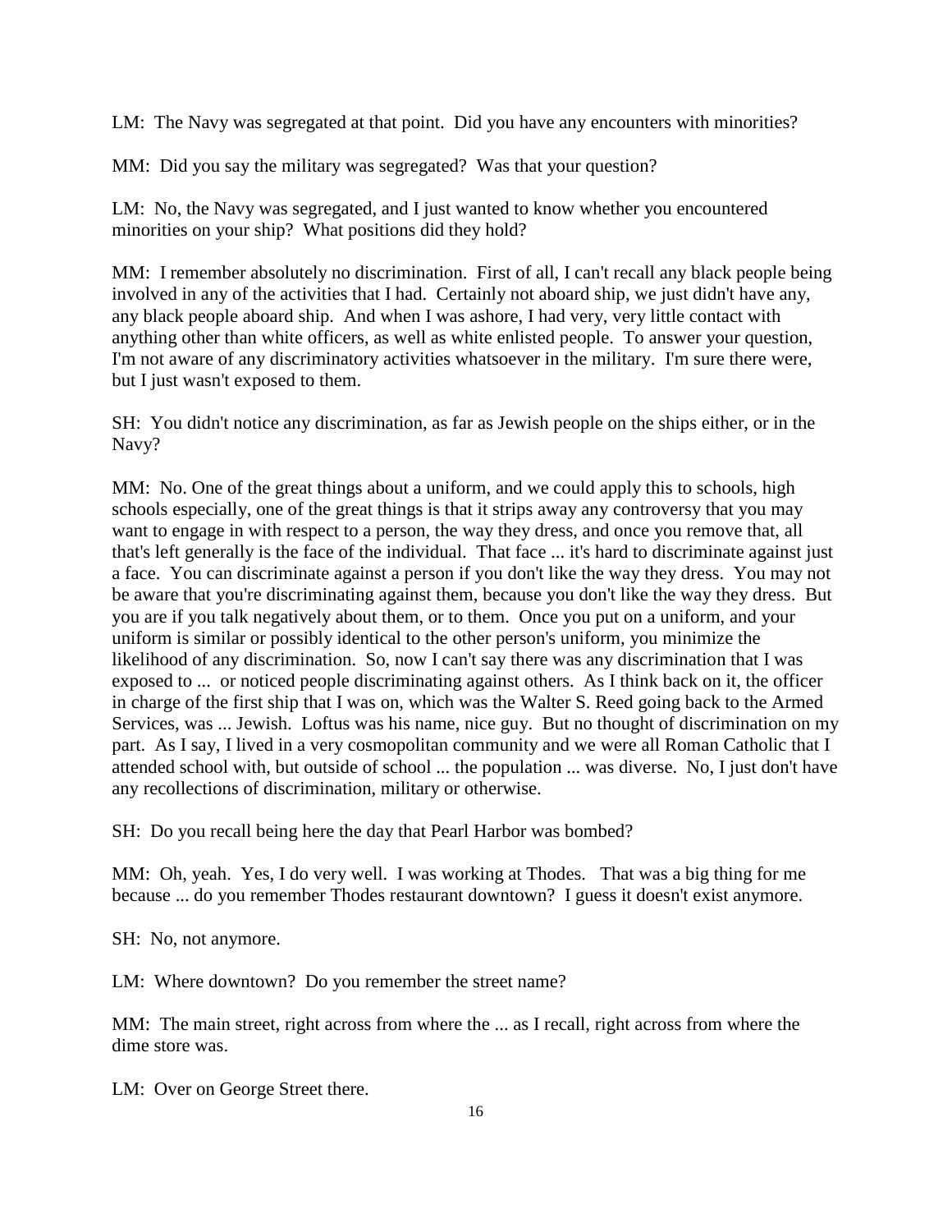LM: The Navy was segregated at that point. Did you have any encounters with minorities?

MM: Did you say the military was segregated? Was that your question?

LM: No, the Navy was segregated, and I just wanted to know whether you encountered minorities on your ship? What positions did they hold?

MM: I remember absolutely no discrimination. First of all, I can't recall any black people being involved in any of the activities that I had. Certainly not aboard ship, we just didn't have any, any black people aboard ship. And when I was ashore, I had very, very little contact with anything other than white officers, as well as white enlisted people. To answer your question, I'm not aware of any discriminatory activities whatsoever in the military. I'm sure there were, but I just wasn't exposed to them.

SH: You didn't notice any discrimination, as far as Jewish people on the ships either, or in the Navy?

MM: No. One of the great things about a uniform, and we could apply this to schools, high schools especially, one of the great things is that it strips away any controversy that you may want to engage in with respect to a person, the way they dress, and once you remove that, all that's left generally is the face of the individual. That face ... it's hard to discriminate against just a face. You can discriminate against a person if you don't like the way they dress. You may not be aware that you're discriminating against them, because you don't like the way they dress. But you are if you talk negatively about them, or to them. Once you put on a uniform, and your uniform is similar or possibly identical to the other person's uniform, you minimize the likelihood of any discrimination. So, now I can't say there was any discrimination that I was exposed to ... or noticed people discriminating against others. As I think back on it, the officer in charge of the first ship that I was on, which was the Walter S. Reed going back to the Armed Services, was ... Jewish. Loftus was his name, nice guy. But no thought of discrimination on my part. As I say, I lived in a very cosmopolitan community and we were all Roman Catholic that I attended school with, but outside of school ... the population ... was diverse. No, I just don't have any recollections of discrimination, military or otherwise.

SH: Do you recall being here the day that Pearl Harbor was bombed?

MM: Oh, yeah. Yes, I do very well. I was working at Thodes. That was a big thing for me because ... do you remember Thodes restaurant downtown? I guess it doesn't exist anymore.

SH: No, not anymore.

LM: Where downtown? Do you remember the street name?

MM: The main street, right across from where the ... as I recall, right across from where the dime store was.

LM: Over on George Street there.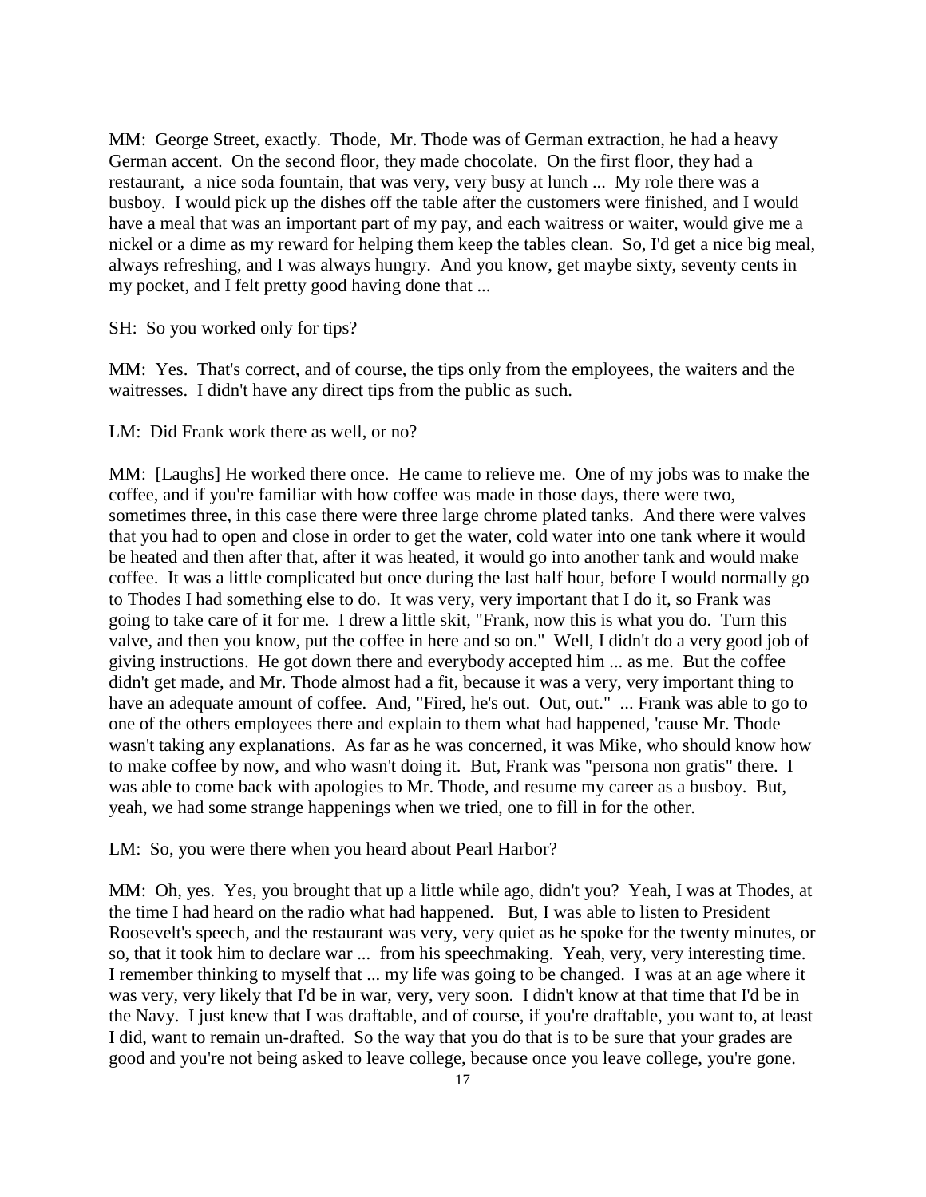MM: George Street, exactly. Thode, Mr. Thode was of German extraction, he had a heavy German accent. On the second floor, they made chocolate. On the first floor, they had a restaurant, a nice soda fountain, that was very, very busy at lunch ... My role there was a busboy. I would pick up the dishes off the table after the customers were finished, and I would have a meal that was an important part of my pay, and each waitress or waiter, would give me a nickel or a dime as my reward for helping them keep the tables clean. So, I'd get a nice big meal, always refreshing, and I was always hungry. And you know, get maybe sixty, seventy cents in my pocket, and I felt pretty good having done that ...

SH: So you worked only for tips?

MM: Yes. That's correct, and of course, the tips only from the employees, the waiters and the waitresses. I didn't have any direct tips from the public as such.

LM: Did Frank work there as well, or no?

MM: [Laughs] He worked there once. He came to relieve me. One of my jobs was to make the coffee, and if you're familiar with how coffee was made in those days, there were two, sometimes three, in this case there were three large chrome plated tanks. And there were valves that you had to open and close in order to get the water, cold water into one tank where it would be heated and then after that, after it was heated, it would go into another tank and would make coffee. It was a little complicated but once during the last half hour, before I would normally go to Thodes I had something else to do. It was very, very important that I do it, so Frank was going to take care of it for me. I drew a little skit, "Frank, now this is what you do. Turn this valve, and then you know, put the coffee in here and so on." Well, I didn't do a very good job of giving instructions. He got down there and everybody accepted him ... as me. But the coffee didn't get made, and Mr. Thode almost had a fit, because it was a very, very important thing to have an adequate amount of coffee. And, "Fired, he's out. Out, out." ... Frank was able to go to one of the others employees there and explain to them what had happened, 'cause Mr. Thode wasn't taking any explanations. As far as he was concerned, it was Mike, who should know how to make coffee by now, and who wasn't doing it. But, Frank was "persona non gratis" there. I was able to come back with apologies to Mr. Thode, and resume my career as a busboy. But, yeah, we had some strange happenings when we tried, one to fill in for the other.

LM: So, you were there when you heard about Pearl Harbor?

MM: Oh, yes. Yes, you brought that up a little while ago, didn't you? Yeah, I was at Thodes, at the time I had heard on the radio what had happened. But, I was able to listen to President Roosevelt's speech, and the restaurant was very, very quiet as he spoke for the twenty minutes, or so, that it took him to declare war ... from his speechmaking. Yeah, very, very interesting time. I remember thinking to myself that ... my life was going to be changed. I was at an age where it was very, very likely that I'd be in war, very, very soon. I didn't know at that time that I'd be in the Navy. I just knew that I was draftable, and of course, if you're draftable, you want to, at least I did, want to remain un-drafted. So the way that you do that is to be sure that your grades are good and you're not being asked to leave college, because once you leave college, you're gone.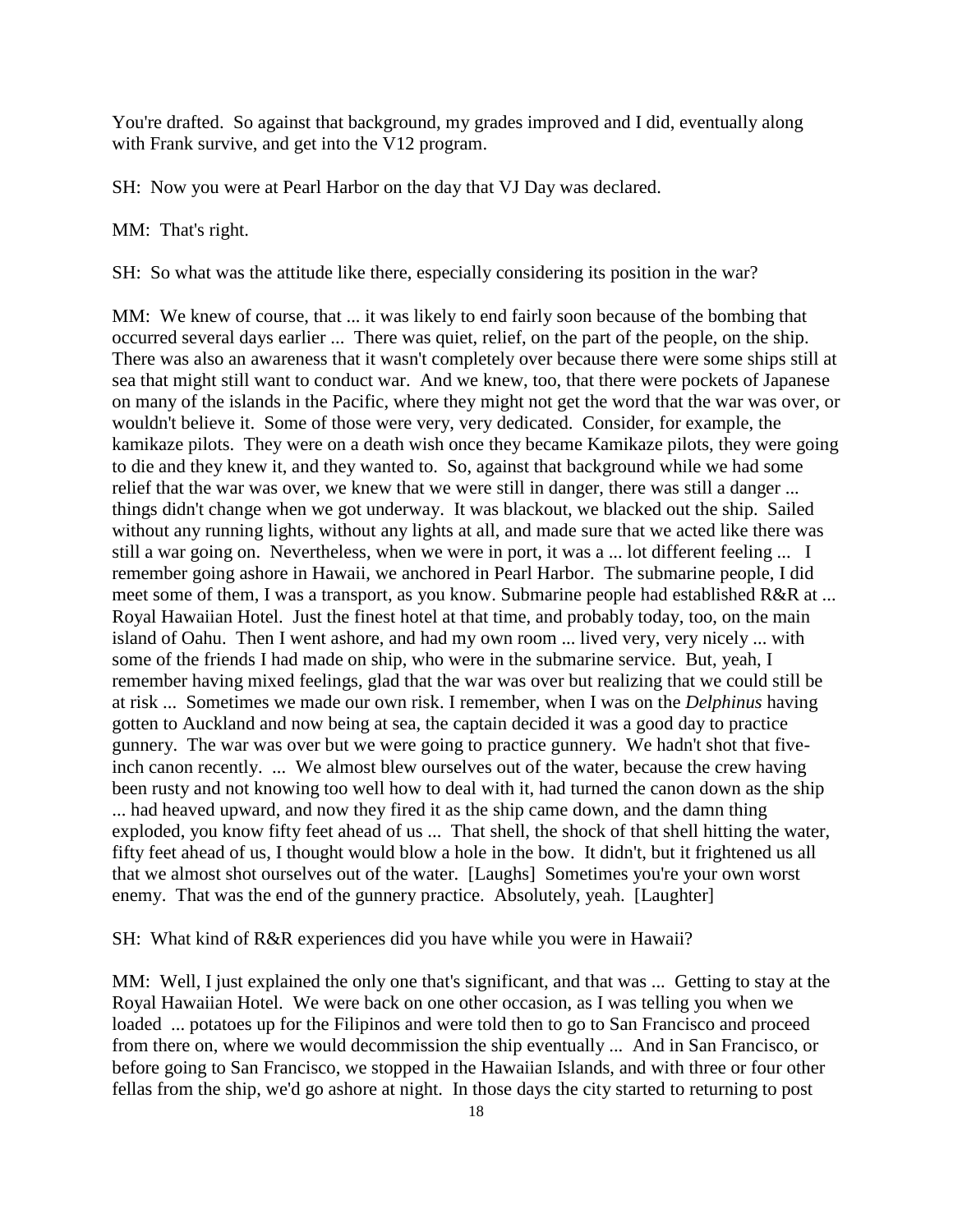You're drafted. So against that background, my grades improved and I did, eventually along with Frank survive, and get into the V12 program.

SH: Now you were at Pearl Harbor on the day that VJ Day was declared.

MM: That's right.

SH: So what was the attitude like there, especially considering its position in the war?

MM: We knew of course, that ... it was likely to end fairly soon because of the bombing that occurred several days earlier ... There was quiet, relief, on the part of the people, on the ship. There was also an awareness that it wasn't completely over because there were some ships still at sea that might still want to conduct war. And we knew, too, that there were pockets of Japanese on many of the islands in the Pacific, where they might not get the word that the war was over, or wouldn't believe it. Some of those were very, very dedicated. Consider, for example, the kamikaze pilots. They were on a death wish once they became Kamikaze pilots, they were going to die and they knew it, and they wanted to. So, against that background while we had some relief that the war was over, we knew that we were still in danger, there was still a danger ... things didn't change when we got underway. It was blackout, we blacked out the ship. Sailed without any running lights, without any lights at all, and made sure that we acted like there was still a war going on. Nevertheless, when we were in port, it was a ... lot different feeling ... I remember going ashore in Hawaii, we anchored in Pearl Harbor. The submarine people, I did meet some of them, I was a transport, as you know. Submarine people had established R&R at ... Royal Hawaiian Hotel. Just the finest hotel at that time, and probably today, too, on the main island of Oahu. Then I went ashore, and had my own room ... lived very, very nicely ... with some of the friends I had made on ship, who were in the submarine service. But, yeah, I remember having mixed feelings, glad that the war was over but realizing that we could still be at risk ... Sometimes we made our own risk. I remember, when I was on the *Delphinus* having gotten to Auckland and now being at sea, the captain decided it was a good day to practice gunnery. The war was over but we were going to practice gunnery. We hadn't shot that five-inch canon recently. ... We almost blew ourselves out of the water, because the crew having been rusty and not knowing too well how to deal with it, had turned the canon down as the ship ... had heaved upward, and now they fired it as the ship came down, and the damn thing exploded, you know fifty feet ahead of us ... That shell, the shock of that shell hitting the water, fifty feet ahead of us, I thought would blow a hole in the bow. It didn't, but it frightened us all that we almost shot ourselves out of the water. [Laughs] Sometimes you're your own worst enemy. That was the end of the gunnery practice. Absolutely, yeah. [Laughter]

SH: What kind of R&R experiences did you have while you were in Hawaii?

MM: Well, I just explained the only one that's significant, and that was ... Getting to stay at the Royal Hawaiian Hotel. We were back on one other occasion, as I was telling you when we loaded ... potatoes up for the Filipinos and were told then to go to San Francisco and proceed from there on, where we would decommission the ship eventually ... And in San Francisco, or before going to San Francisco, we stopped in the Hawaiian Islands, and with three or four other fellas from the ship, we'd go ashore at night. In those days the city started to returning to post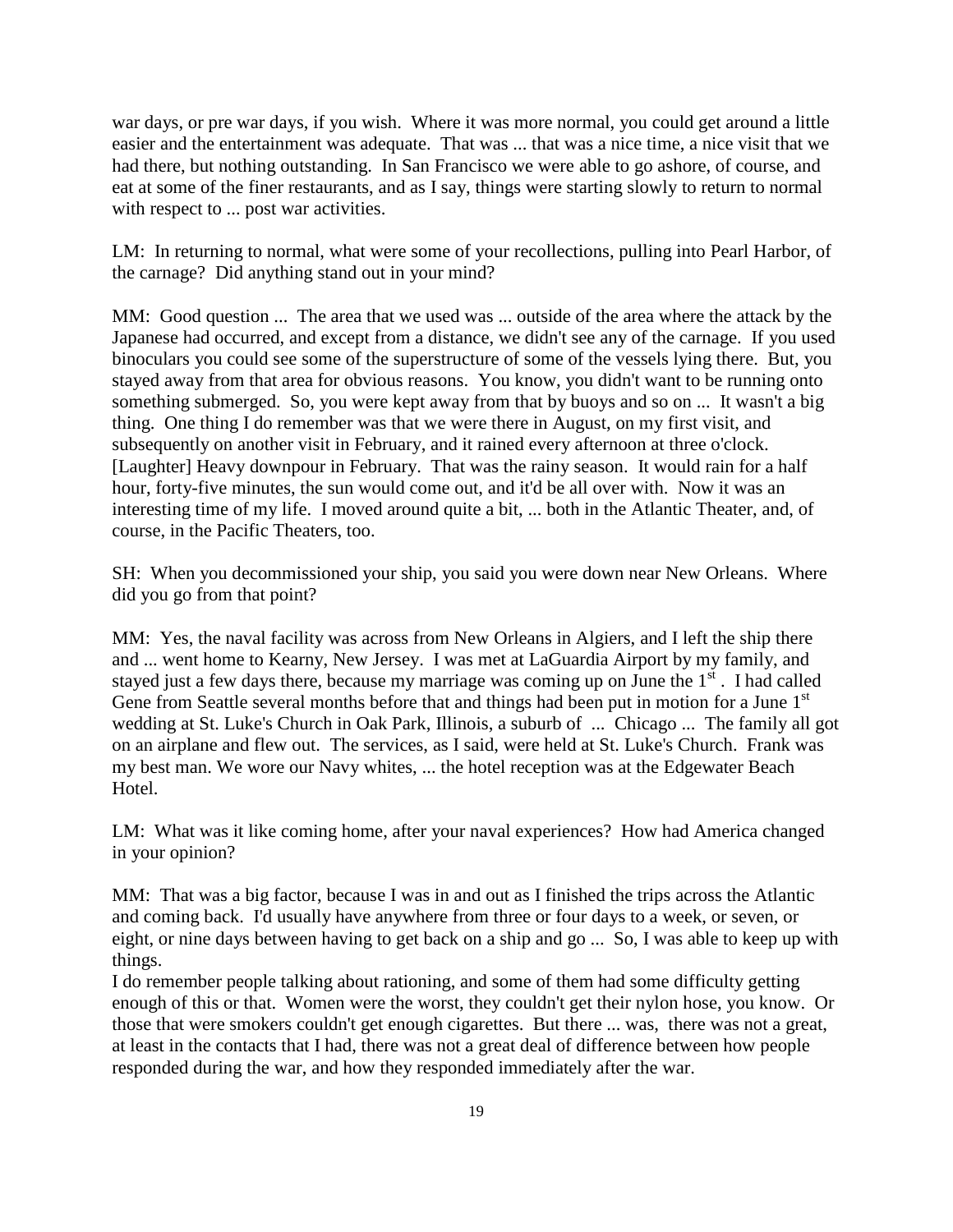war days, or pre war days, if you wish. Where it was more normal, you could get around a little easier and the entertainment was adequate. That was ... that was a nice time, a nice visit that we had there, but nothing outstanding. In San Francisco we were able to go ashore, of course, and eat at some of the finer restaurants, and as I say, things were starting slowly to return to normal with respect to ... post war activities.

LM: In returning to normal, what were some of your recollections, pulling into Pearl Harbor, of the carnage? Did anything stand out in your mind?

MM: Good question ... The area that we used was ... outside of the area where the attack by the Japanese had occurred, and except from a distance, we didn't see any of the carnage. If you used binoculars you could see some of the superstructure of some of the vessels lying there. But, you stayed away from that area for obvious reasons. You know, you didn't want to be running onto something submerged. So, you were kept away from that by buoys and so on ... It wasn't a big thing. One thing I do remember was that we were there in August, on my first visit, and subsequently on another visit in February, and it rained every afternoon at three o'clock. [Laughter] Heavy downpour in February. That was the rainy season. It would rain for a half hour, forty-five minutes, the sun would come out, and it'd be all over with. Now it was an interesting time of my life. I moved around quite a bit, ... both in the Atlantic Theater, and, of course, in the Pacific Theaters, too.

SH: When you decommissioned your ship, you said you were down near New Orleans. Where did you go from that point?

MM: Yes, the naval facility was across from New Orleans in Algiers, and I left the ship there and ... went home to Kearny, New Jersey. I was met at LaGuardia Airport by my family, and stayed just a few days there, because my marriage was coming up on June the 1st . I had called Gene from Seattle several months before that and things had been put in motion for a June 1st wedding at St. Luke's Church in Oak Park, Illinois, a suburb of ... Chicago ... The family all got on an airplane and flew out. The services, as I said, were held at St. Luke's Church. Frank was my best man. We wore our Navy whites, ... the hotel reception was at the Edgewater Beach Hotel.

LM: What was it like coming home, after your naval experiences? How had America changed in your opinion?

MM: That was a big factor, because I was in and out as I finished the trips across the Atlantic and coming back. I'd usually have anywhere from three or four days to a week, or seven, or eight, or nine days between having to get back on a ship and go ... So, I was able to keep up with things.

I do remember people talking about rationing, and some of them had some difficulty getting enough of this or that. Women were the worst, they couldn't get their nylon hose, you know. Or those that were smokers couldn't get enough cigarettes. But there ... was, there was not a great, at least in the contacts that I had, there was not a great deal of difference between how people responded during the war, and how they responded immediately after the war.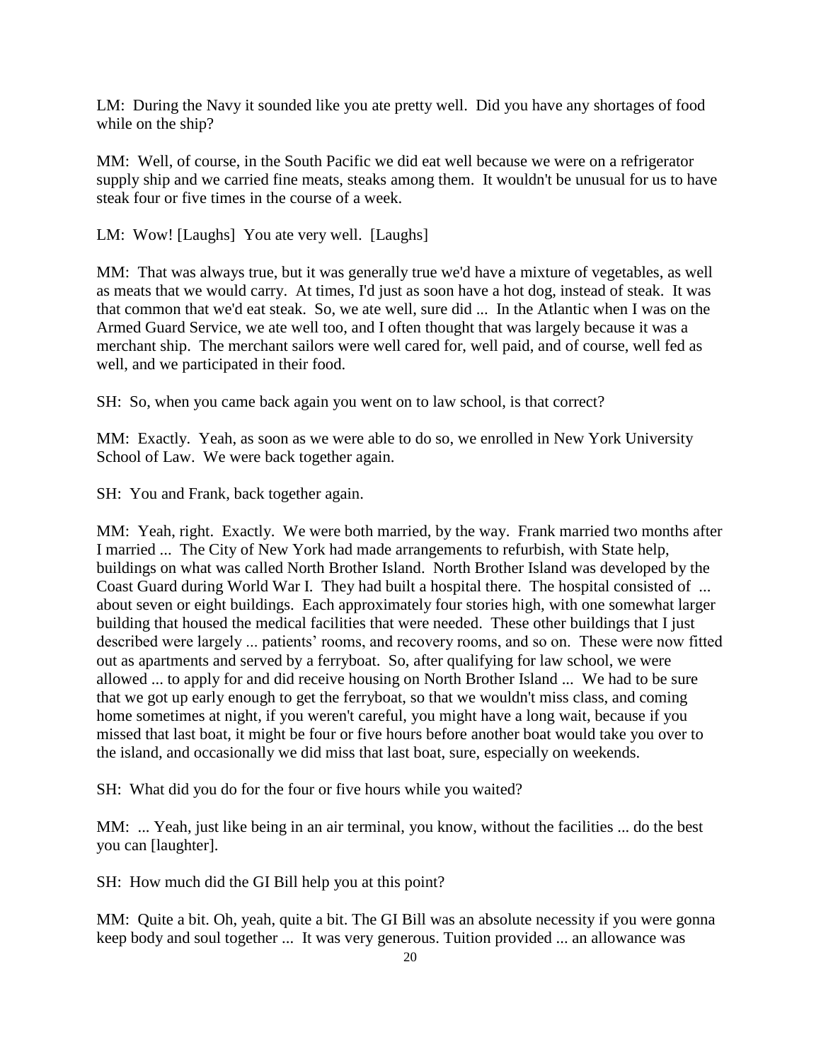LM: During the Navy it sounded like you ate pretty well. Did you have any shortages of food while on the ship?

MM: Well, of course, in the South Pacific we did eat well because we were on a refrigerator supply ship and we carried fine meats, steaks among them. It wouldn't be unusual for us to have steak four or five times in the course of a week.

LM: Wow! [Laughs] You ate very well. [Laughs]

MM: That was always true, but it was generally true we'd have a mixture of vegetables, as well as meats that we would carry. At times, I'd just as soon have a hot dog, instead of steak. It was that common that we'd eat steak. So, we ate well, sure did ... In the Atlantic when I was on the Armed Guard Service, we ate well too, and I often thought that was largely because it was a merchant ship. The merchant sailors were well cared for, well paid, and of course, well fed as well, and we participated in their food.

SH: So, when you came back again you went on to law school, is that correct?

MM: Exactly. Yeah, as soon as we were able to do so, we enrolled in New York University School of Law. We were back together again.

SH: You and Frank, back together again.

MM: Yeah, right. Exactly. We were both married, by the way. Frank married two months after I married ... The City of New York had made arrangements to refurbish, with State help, buildings on what was called North Brother Island. North Brother Island was developed by the Coast Guard during World War I. They had built a hospital there. The hospital consisted of ... about seven or eight buildings. Each approximately four stories high, with one somewhat larger building that housed the medical facilities that were needed. These other buildings that I just described were largely ... patients' rooms, and recovery rooms, and so on. These were now fitted out as apartments and served by a ferryboat. So, after qualifying for law school, we were allowed ... to apply for and did receive housing on North Brother Island ... We had to be sure that we got up early enough to get the ferryboat, so that we wouldn't miss class, and coming home sometimes at night, if you weren't careful, you might have a long wait, because if you missed that last boat, it might be four or five hours before another boat would take you over to the island, and occasionally we did miss that last boat, sure, especially on weekends.

SH: What did you do for the four or five hours while you waited?

MM: ... Yeah, just like being in an air terminal, you know, without the facilities ... do the best you can [laughter].

SH: How much did the GI Bill help you at this point?

MM: Quite a bit. Oh, yeah, quite a bit. The GI Bill was an absolute necessity if you were gonna keep body and soul together ... It was very generous. Tuition provided ... an allowance was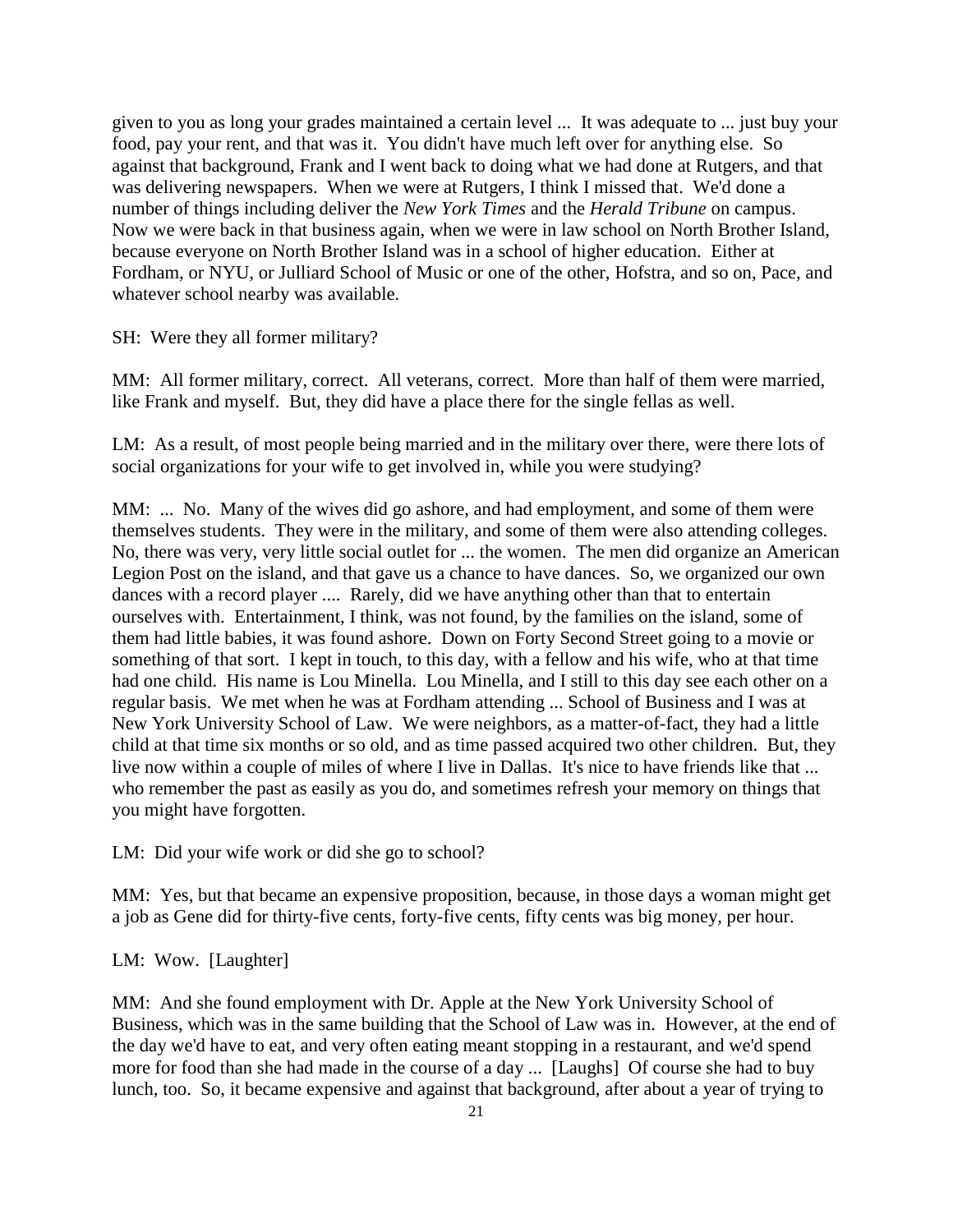given to you as long your grades maintained a certain level ... It was adequate to ... just buy your food, pay your rent, and that was it. You didn't have much left over for anything else. So against that background, Frank and I went back to doing what we had done at Rutgers, and that was delivering newspapers. When we were at Rutgers, I think I missed that. We'd done a number of things including deliver the *New York Times* and the *Herald Tribune* on campus. Now we were back in that business again, when we were in law school on North Brother Island, because everyone on North Brother Island was in a school of higher education. Either at Fordham, or NYU, or Julliard School of Music or one of the other, Hofstra, and so on, Pace, and whatever school nearby was available.

SH: Were they all former military?

MM: All former military, correct. All veterans, correct. More than half of them were married, like Frank and myself. But, they did have a place there for the single fellas as well.

LM: As a result, of most people being married and in the military over there, were there lots of social organizations for your wife to get involved in, while you were studying?

MM: ... No. Many of the wives did go ashore, and had employment, and some of them were themselves students. They were in the military, and some of them were also attending colleges. No, there was very, very little social outlet for ... the women. The men did organize an American Legion Post on the island, and that gave us a chance to have dances. So, we organized our own dances with a record player .... Rarely, did we have anything other than that to entertain ourselves with. Entertainment, I think, was not found, by the families on the island, some of them had little babies, it was found ashore. Down on Forty Second Street going to a movie or something of that sort. I kept in touch, to this day, with a fellow and his wife, who at that time had one child. His name is Lou Minella. Lou Minella, and I still to this day see each other on a regular basis. We met when he was at Fordham attending ... School of Business and I was at New York University School of Law. We were neighbors, as a matter-of-fact, they had a little child at that time six months or so old, and as time passed acquired two other children. But, they live now within a couple of miles of where I live in Dallas. It's nice to have friends like that ... who remember the past as easily as you do, and sometimes refresh your memory on things that you might have forgotten.

LM: Did your wife work or did she go to school?

MM: Yes, but that became an expensive proposition, because, in those days a woman might get a job as Gene did for thirty-five cents, forty-five cents, fifty cents was big money, per hour.

LM: Wow. [Laughter]

MM: And she found employment with Dr. Apple at the New York University School of Business, which was in the same building that the School of Law was in. However, at the end of the day we'd have to eat, and very often eating meant stopping in a restaurant, and we'd spend more for food than she had made in the course of a day ... [Laughs] Of course she had to buy lunch, too. So, it became expensive and against that background, after about a year of trying to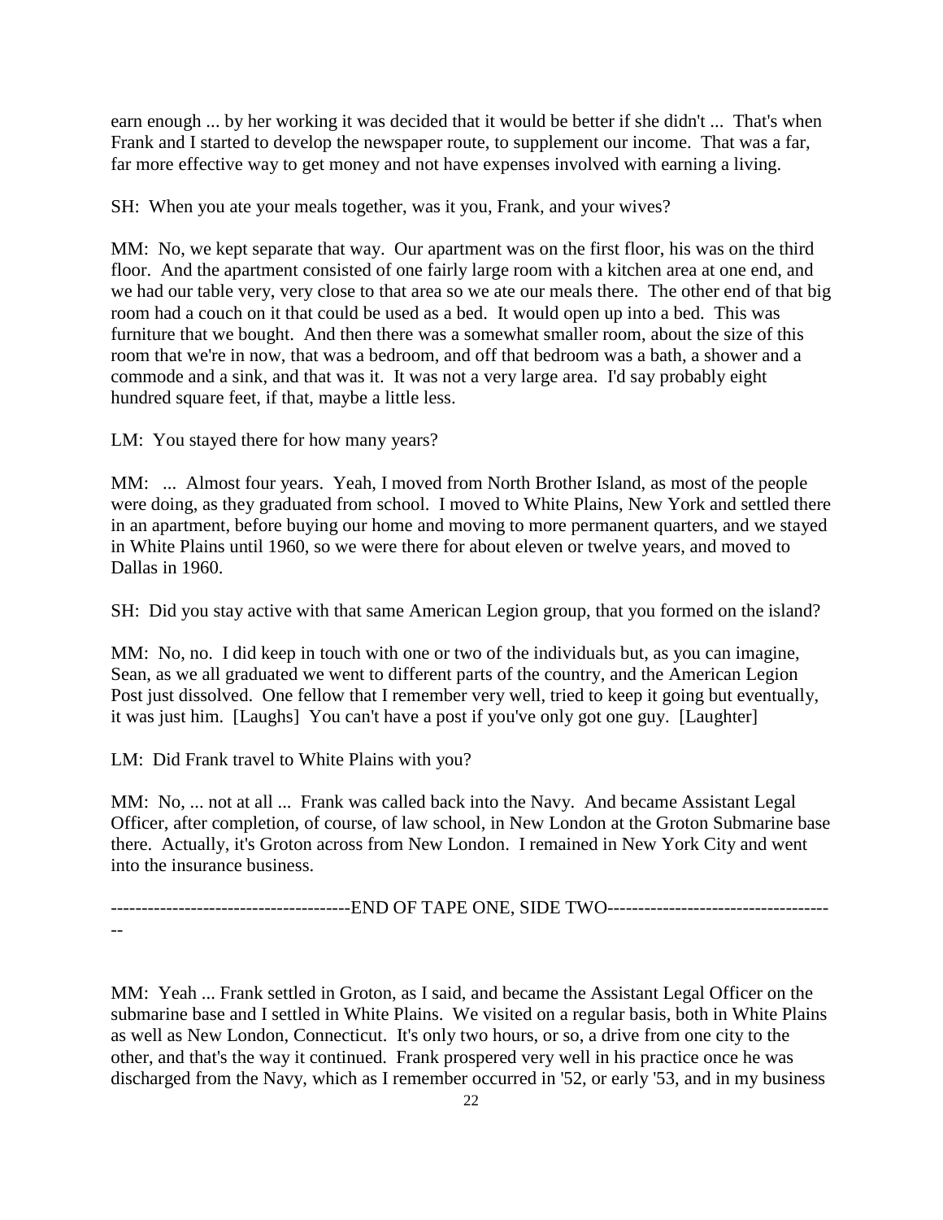earn enough ... by her working it was decided that it would be better if she didn't ... That's when Frank and I started to develop the newspaper route, to supplement our income. That was a far, far more effective way to get money and not have expenses involved with earning a living.

SH: When you ate your meals together, was it you, Frank, and your wives?

MM: No, we kept separate that way. Our apartment was on the first floor, his was on the third floor. And the apartment consisted of one fairly large room with a kitchen area at one end, and we had our table very, very close to that area so we ate our meals there. The other end of that big room had a couch on it that could be used as a bed. It would open up into a bed. This was furniture that we bought. And then there was a somewhat smaller room, about the size of this room that we're in now, that was a bedroom, and off that bedroom was a bath, a shower and a commode and a sink, and that was it. It was not a very large area. I'd say probably eight hundred square feet, if that, maybe a little less.

LM: You stayed there for how many years?

MM: ... Almost four years. Yeah, I moved from North Brother Island, as most of the people were doing, as they graduated from school. I moved to White Plains, New York and settled there in an apartment, before buying our home and moving to more permanent quarters, and we stayed in White Plains until 1960, so we were there for about eleven or twelve years, and moved to Dallas in 1960.

SH: Did you stay active with that same American Legion group, that you formed on the island?

MM: No, no. I did keep in touch with one or two of the individuals but, as you can imagine, Sean, as we all graduated we went to different parts of the country, and the American Legion Post just dissolved. One fellow that I remember very well, tried to keep it going but eventually, it was just him. [Laughs] You can't have a post if you've only got one guy. [Laughter]

LM: Did Frank travel to White Plains with you?

MM: No, ... not at all ... Frank was called back into the Navy. And became Assistant Legal Officer, after completion, of course, of law school, in New London at the Groton Submarine base there. Actually, it's Groton across from New London. I remained in New York City and went into the insurance business.

--------------------------------------END OF TAPE ONE, SIDE TWO-------------------------------------

MM: Yeah ... Frank settled in Groton, as I said, and became the Assistant Legal Officer on the submarine base and I settled in White Plains. We visited on a regular basis, both in White Plains as well as New London, Connecticut. It's only two hours, or so, a drive from one city to the other, and that's the way it continued. Frank prospered very well in his practice once he was discharged from the Navy, which as I remember occurred in '52, or early '53, and in my business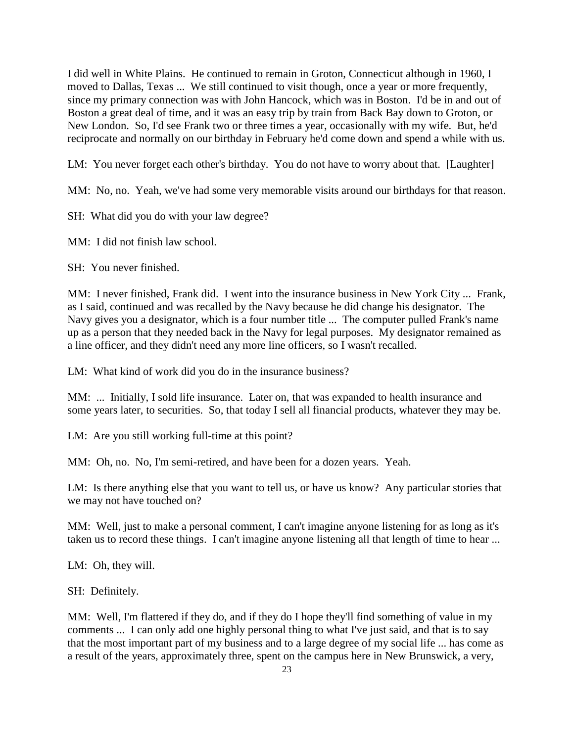I did well in White Plains. He continued to remain in Groton, Connecticut although in 1960, I moved to Dallas, Texas ... We still continued to visit though, once a year or more frequently, since my primary connection was with John Hancock, which was in Boston. I'd be in and out of Boston a great deal of time, and it was an easy trip by train from Back Bay down to Groton, or New London. So, I'd see Frank two or three times a year, occasionally with my wife. But, he'd reciprocate and normally on our birthday in February he'd come down and spend a while with us.

LM: You never forget each other's birthday. You do not have to worry about that. [Laughter]

MM: No, no. Yeah, we've had some very memorable visits around our birthdays for that reason.

SH: What did you do with your law degree?

MM: I did not finish law school.

SH: You never finished.

MM: I never finished, Frank did. I went into the insurance business in New York City ... Frank, as I said, continued and was recalled by the Navy because he did change his designator. The Navy gives you a designator, which is a four number title ... The computer pulled Frank's name up as a person that they needed back in the Navy for legal purposes. My designator remained as a line officer, and they didn't need any more line officers, so I wasn't recalled.

LM: What kind of work did you do in the insurance business?

MM: ... Initially, I sold life insurance. Later on, that was expanded to health insurance and some years later, to securities. So, that today I sell all financial products, whatever they may be.

LM: Are you still working full-time at this point?

MM: Oh, no. No, I'm semi-retired, and have been for a dozen years. Yeah.

LM: Is there anything else that you want to tell us, or have us know? Any particular stories that we may not have touched on?

MM: Well, just to make a personal comment, I can't imagine anyone listening for as long as it's taken us to record these things. I can't imagine anyone listening all that length of time to hear ...

LM: Oh, they will.

SH: Definitely.

MM: Well, I'm flattered if they do, and if they do I hope they'll find something of value in my comments ... I can only add one highly personal thing to what I've just said, and that is to say that the most important part of my business and to a large degree of my social life ... has come as a result of the years, approximately three, spent on the campus here in New Brunswick, a very,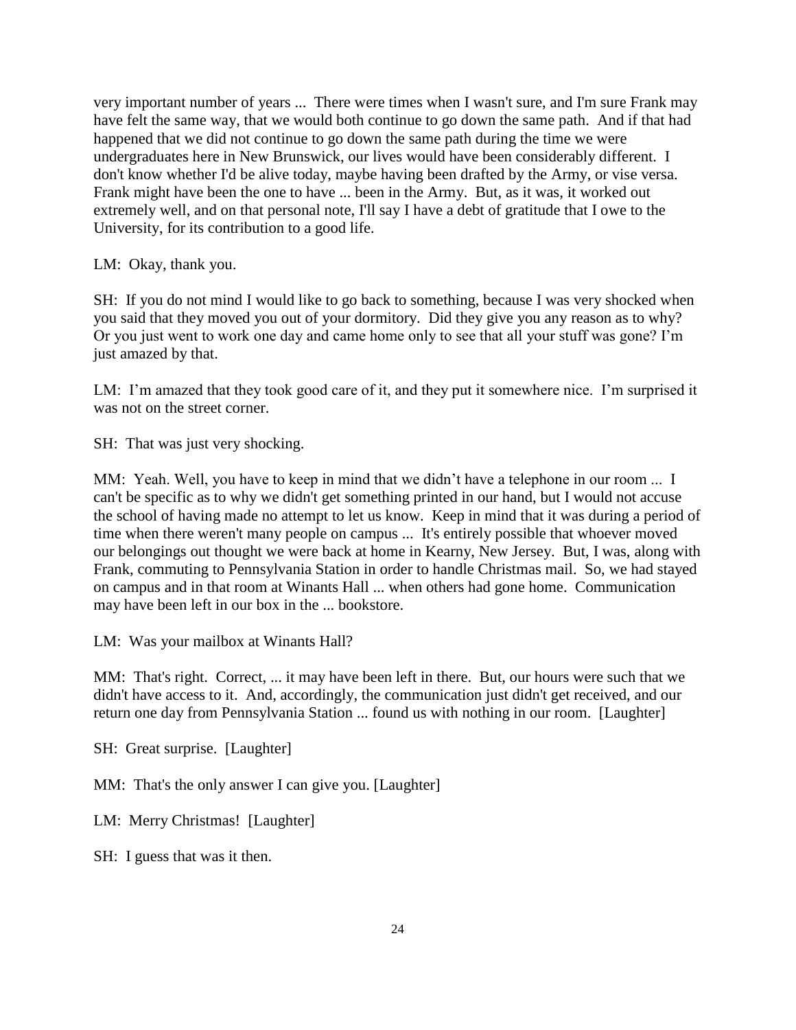very important number of years ... There were times when I wasn't sure, and I'm sure Frank may have felt the same way, that we would both continue to go down the same path. And if that had happened that we did not continue to go down the same path during the time we were undergraduates here in New Brunswick, our lives would have been considerably different. I don't know whether I'd be alive today, maybe having been drafted by the Army, or vise versa. Frank might have been the one to have ... been in the Army. But, as it was, it worked out extremely well, and on that personal note, I'll say I have a debt of gratitude that I owe to the University, for its contribution to a good life.

LM: Okay, thank you.

SH: If you do not mind I would like to go back to something, because I was very shocked when you said that they moved you out of your dormitory. Did they give you any reason as to why? Or you just went to work one day and came home only to see that all your stuff was gone? I'm just amazed by that.

LM: I'm amazed that they took good care of it, and they put it somewhere nice. I'm surprised it was not on the street corner.

SH: That was just very shocking.

MM: Yeah. Well, you have to keep in mind that we didn't have a telephone in our room ... I can't be specific as to why we didn't get something printed in our hand, but I would not accuse the school of having made no attempt to let us know. Keep in mind that it was during a period of time when there weren't many people on campus ... It's entirely possible that whoever moved our belongings out thought we were back at home in Kearny, New Jersey. But, I was, along with Frank, commuting to Pennsylvania Station in order to handle Christmas mail. So, we had stayed on campus and in that room at Winants Hall ... when others had gone home. Communication may have been left in our box in the ... bookstore.

LM: Was your mailbox at Winants Hall?

MM: That's right. Correct, ... it may have been left in there. But, our hours were such that we didn't have access to it. And, accordingly, the communication just didn't get received, and our return one day from Pennsylvania Station ... found us with nothing in our room. [Laughter]

SH: Great surprise. [Laughter]

MM: That's the only answer I can give you. [Laughter]

LM: Merry Christmas! [Laughter]

SH: I guess that was it then.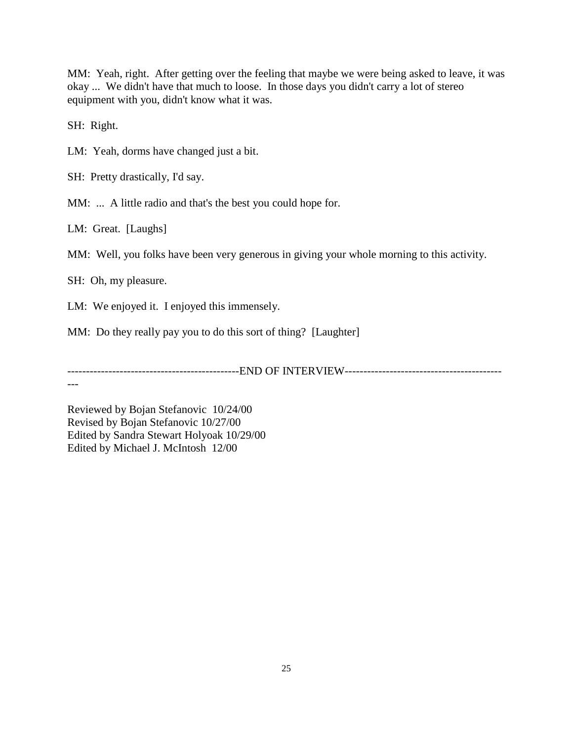MM: Yeah, right. After getting over the feeling that maybe we were being asked to leave, it was okay ... We didn't have that much to loose. In those days you didn't carry a lot of stereo equipment with you, didn't know what it was.

SH: Right.

LM: Yeah, dorms have changed just a bit.

SH: Pretty drastically, I'd say.

MM: ... A little radio and that's the best you could hope for.

LM: Great. [Laughs]

MM: Well, you folks have been very generous in giving your whole morning to this activity.

SH: Oh, my pleasure.

LM: We enjoyed it. I enjoyed this immensely.

MM: Do they really pay you to do this sort of thing? [Laughter]

----------------------------------------------END OF INTERVIEW---------------------------------------------

Reviewed by Bojan Stefanovic 10/24/00
Revised by Bojan Stefanovic 10/27/00
Edited by Sandra Stewart Holyoak 10/29/00
Edited by Michael J. McIntosh 12/00